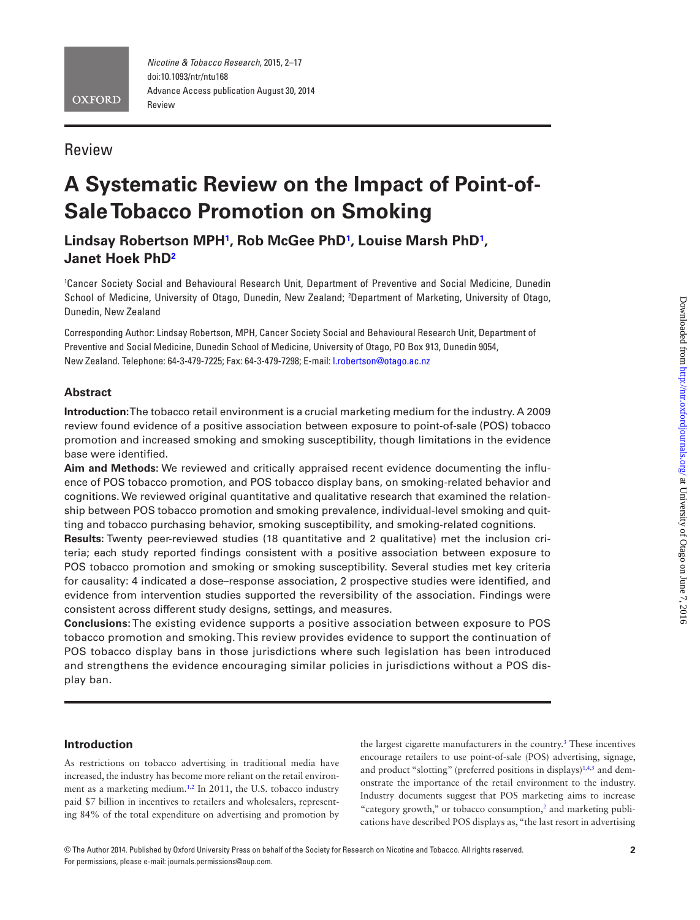Review

# A Systematic Review on the Impact of Point-of-Sale Tobacco Promotion on Smoking

**Lindsay Robertson MPH[1], Rob McGee PhD[1], Louise Marsh PhD[1], Janet Hoek PhD[2]**

[1]Cancer Society Social and Behavioural Research Unit, Department of Preventive and Social Medicine, Dunedin School of Medicine, University of Otago, Dunedin, New Zealand; [2]Department of Marketing, University of Otago, Dunedin, New Zealand

Corresponding Author: Lindsay Robertson, MPH, Cancer Society Social and Behavioural Research Unit, Department of Preventive and Social Medicine, Dunedin School of Medicine, University of Otago, PO Box 913, Dunedin 9054, New Zealand. Telephone: 64-3-479-7225; Fax: 64-3-479-7298; E-mail: l.robertson@otago.ac.nz

## Abstract

**Introduction:** The tobacco retail environment is a crucial marketing medium for the industry. A 2009 review found evidence of a positive association between exposure to point-of-sale (POS) tobacco promotion and increased smoking and smoking susceptibility, though limitations in the evidence base were identified.

**Aim and Methods:** We reviewed and critically appraised recent evidence documenting the influence of POS tobacco promotion, and POS tobacco display bans, on smoking-related behavior and cognitions. We reviewed original quantitative and qualitative research that examined the relationship between POS tobacco promotion and smoking prevalence, individual-level smoking and quitting and tobacco purchasing behavior, smoking susceptibility, and smoking-related cognitions.

**Results:** Twenty peer-reviewed studies (18 quantitative and 2 qualitative) met the inclusion criteria; each study reported findings consistent with a positive association between exposure to POS tobacco promotion and smoking or smoking susceptibility. Several studies met key criteria for causality: 4 indicated a dose–response association, 2 prospective studies were identified, and evidence from intervention studies supported the reversibility of the association. Findings were consistent across different study designs, settings, and measures.

**Conclusions:** The existing evidence supports a positive association between exposure to POS tobacco promotion and smoking. This review provides evidence to support the continuation of POS tobacco display bans in those jurisdictions where such legislation has been introduced and strengthens the evidence encouraging similar policies in jurisdictions without a POS display ban.

## Introduction

As restrictions on tobacco advertising in traditional media have increased, the industry has become more reliant on the retail environment as a marketing medium.[1,2] In 2011, the U.S. tobacco industry paid $7 billion in incentives to retailers and wholesalers, representing 84% of the total expenditure on advertising and promotion by the largest cigarette manufacturers in the country.[3] These incentives encourage retailers to use point-of-sale (POS) advertising, signage, and product "slotting" (preferred positions in displays)[1,4,5] and demonstrate the importance of the retail environment to the industry. Industry documents suggest that POS marketing aims to increase "category growth," or tobacco consumption,[2] and marketing publications have described POS displays as, "the last resort in advertising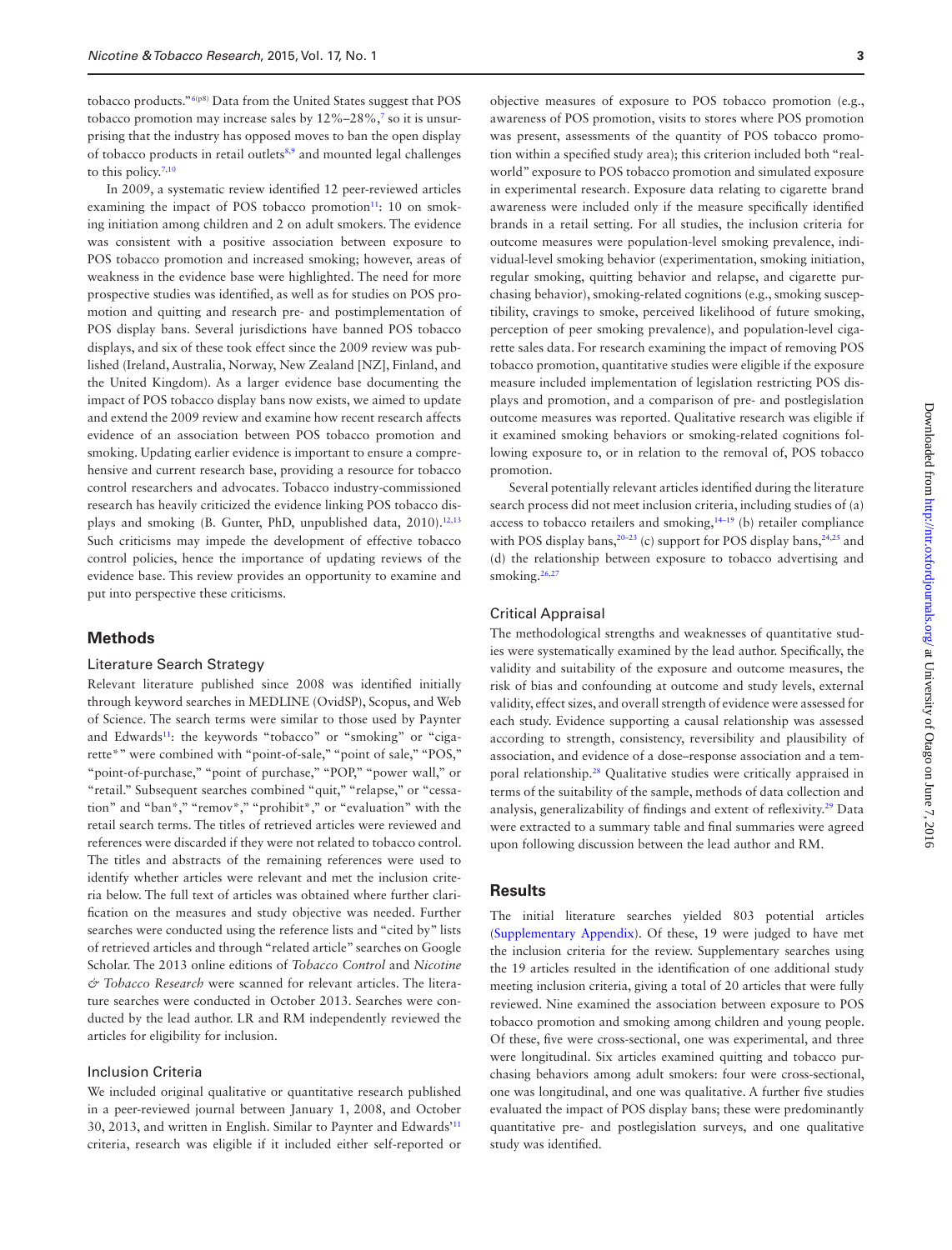tobacco products."[6(p8)] Data from the United States suggest that POS tobacco promotion may increase sales by 12%–28%,[7] so it is unsurprising that the industry has opposed moves to ban the open display of tobacco products in retail outlets[8,9] and mounted legal challenges to this policy.[7,10]

In 2009, a systematic review identified 12 peer-reviewed articles examining the impact of POS tobacco promotion[11]: 10 on smoking initiation among children and 2 on adult smokers. The evidence was consistent with a positive association between exposure to POS tobacco promotion and increased smoking; however, areas of weakness in the evidence base were highlighted. The need for more prospective studies was identified, as well as for studies on POS promotion and quitting and research pre- and postimplementation of POS display bans. Several jurisdictions have banned POS tobacco displays, and six of these took effect since the 2009 review was published (Ireland, Australia, Norway, New Zealand [NZ], Finland, and the United Kingdom). As a larger evidence base documenting the impact of POS tobacco display bans now exists, we aimed to update and extend the 2009 review and examine how recent research affects evidence of an association between POS tobacco promotion and smoking. Updating earlier evidence is important to ensure a comprehensive and current research base, providing a resource for tobacco control researchers and advocates. Tobacco industry-commissioned research has heavily criticized the evidence linking POS tobacco displays and smoking (B. Gunter, PhD, unpublished data, 2010).[12,13] Such criticisms may impede the development of effective tobacco control policies, hence the importance of updating reviews of the evidence base. This review provides an opportunity to examine and put into perspective these criticisms.

## Methods

### Literature Search Strategy

Relevant literature published since 2008 was identified initially through keyword searches in MEDLINE (OvidSP), Scopus, and Web of Science. The search terms were similar to those used by Paynter and Edwards[11]: the keywords "tobacco" or "smoking" or "cigarette*" were combined with "point-of-sale," "point of sale," "POS," "point-of-purchase," "point of purchase," "POP," "power wall," or "retail." Subsequent searches combined "quit," "relapse," or "cessation" and "ban*," "remov*," "prohibit*," or "evaluation" with the retail search terms. The titles of retrieved articles were reviewed and references were discarded if they were not related to tobacco control. The titles and abstracts of the remaining references were used to identify whether articles were relevant and met the inclusion criteria below. The full text of articles was obtained where further clarification on the measures and study objective was needed. Further searches were conducted using the reference lists and "cited by" lists of retrieved articles and through "related article" searches on Google Scholar. The 2013 online editions of *Tobacco Control* and *Nicotine & Tobacco Research* were scanned for relevant articles. The literature searches were conducted in October 2013. Searches were conducted by the lead author. LR and RM independently reviewed the articles for eligibility for inclusion.

### Inclusion Criteria

We included original qualitative or quantitative research published in a peer-reviewed journal between January 1, 2008, and October 30, 2013, and written in English. Similar to Paynter and Edwards'[11] criteria, research was eligible if it included either self-reported or objective measures of exposure to POS tobacco promotion (e.g., awareness of POS promotion, visits to stores where POS promotion was present, assessments of the quantity of POS tobacco promotion within a specified study area); this criterion included both "real-world" exposure to POS tobacco promotion and simulated exposure in experimental research. Exposure data relating to cigarette brand awareness were included only if the measure specifically identified brands in a retail setting. For all studies, the inclusion criteria for outcome measures were population-level smoking prevalence, individual-level smoking behavior (experimentation, smoking initiation, regular smoking, quitting behavior and relapse, and cigarette purchasing behavior), smoking-related cognitions (e.g., smoking susceptibility, cravings to smoke, perceived likelihood of future smoking, perception of peer smoking prevalence), and population-level cigarette sales data. For research examining the impact of removing POS tobacco promotion, quantitative studies were eligible if the exposure measure included implementation of legislation restricting POS displays and promotion, and a comparison of pre- and postlegislation outcome measures was reported. Qualitative research was eligible if it examined smoking behaviors or smoking-related cognitions following exposure to, or in relation to the removal of, POS tobacco promotion.

Several potentially relevant articles identified during the literature search process did not meet inclusion criteria, including studies of (a) access to tobacco retailers and smoking,[14–19] (b) retailer compliance with POS display bans,[20–23] (c) support for POS display bans,[24,25] and (d) the relationship between exposure to tobacco advertising and smoking.[26,27]

### Critical Appraisal

The methodological strengths and weaknesses of quantitative studies were systematically examined by the lead author. Specifically, the validity and suitability of the exposure and outcome measures, the risk of bias and confounding at outcome and study levels, external validity, effect sizes, and overall strength of evidence were assessed for each study. Evidence supporting a causal relationship was assessed according to strength, consistency, reversibility and plausibility of association, and evidence of a dose–response association and a temporal relationship.[28] Qualitative studies were critically appraised in terms of the suitability of the sample, methods of data collection and analysis, generalizability of findings and extent of reflexivity.[29] Data were extracted to a summary table and final summaries were agreed upon following discussion between the lead author and RM.

## Results

The initial literature searches yielded 803 potential articles (Supplementary Appendix). Of these, 19 were judged to have met the inclusion criteria for the review. Supplementary searches using the 19 articles resulted in the identification of one additional study meeting inclusion criteria, giving a total of 20 articles that were fully reviewed. Nine examined the association between exposure to POS tobacco promotion and smoking among children and young people. Of these, five were cross-sectional, one was experimental, and three were longitudinal. Six articles examined quitting and tobacco purchasing behaviors among adult smokers: four were cross-sectional, one was longitudinal, and one was qualitative. A further five studies evaluated the impact of POS display bans; these were predominantly quantitative pre- and postlegislation surveys, and one qualitative study was identified.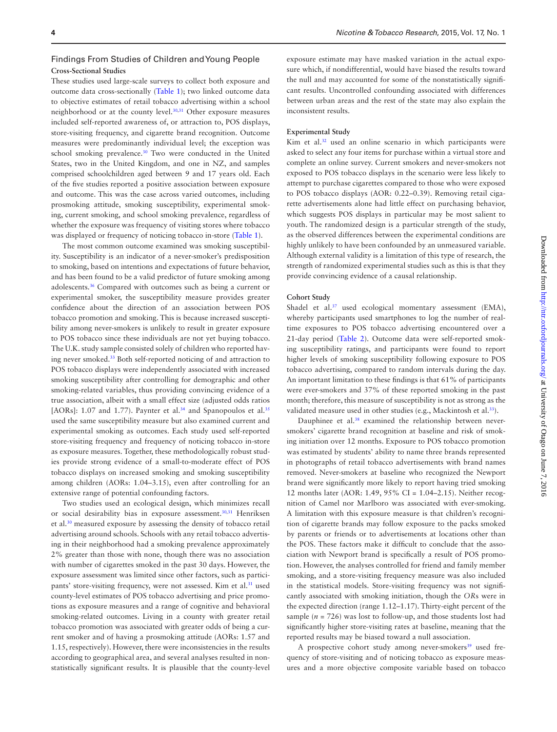## Findings From Studies of Children and Young People

### Cross-Sectional Studies

These studies used large-scale surveys to collect both exposure and outcome data cross-sectionally (Table 1); two linked outcome data to objective estimates of retail tobacco advertising within a school neighborhood or at the county level.[30,31] Other exposure measures included self-reported awareness of, or attraction to, POS displays, store-visiting frequency, and cigarette brand recognition. Outcome measures were predominantly individual level; the exception was school smoking prevalence.[30] Two were conducted in the United States, two in the United Kingdom, and one in NZ, and samples comprised schoolchildren aged between 9 and 17 years old. Each of the five studies reported a positive association between exposure and outcome. This was the case across varied outcomes, including prosmoking attitude, smoking susceptibility, experimental smoking, current smoking, and school smoking prevalence, regardless of whether the exposure was frequency of visiting stores where tobacco was displayed or frequency of noticing tobacco in-store (Table 1).

The most common outcome examined was smoking susceptibility. Susceptibility is an indicator of a never-smoker's predisposition to smoking, based on intentions and expectations of future behavior, and has been found to be a valid predictor of future smoking among adolescents.[36] Compared with outcomes such as being a current or experimental smoker, the susceptibility measure provides greater confidence about the direction of an association between POS tobacco promotion and smoking. This is because increased susceptibility among never-smokers is unlikely to result in greater exposure to POS tobacco since these individuals are not yet buying tobacco. The U.K. study sample consisted solely of children who reported having never smoked.[33] Both self-reported noticing of and attraction to POS tobacco displays were independently associated with increased smoking susceptibility after controlling for demographic and other smoking-related variables, thus providing convincing evidence of a true association, albeit with a small effect size (adjusted odds ratios [AORs]: 1.07 and 1.77). Paynter et al.[34] and Spanopoulos et al.[35] used the same susceptibility measure but also examined current and experimental smoking as outcomes. Each study used self-reported store-visiting frequency and frequency of noticing tobacco in-store as exposure measures. Together, these methodologically robust studies provide strong evidence of a small-to-moderate effect of POS tobacco displays on increased smoking and smoking susceptibility among children (AORs: 1.04–3.15), even after controlling for an extensive range of potential confounding factors.

Two studies used an ecological design, which minimizes recall or social desirability bias in exposure assessment.[30,31] Henriksen et al.[30] measured exposure by assessing the density of tobacco retail advertising around schools. Schools with any retail tobacco advertising in their neighborhood had a smoking prevalence approximately 2% greater than those with none, though there was no association with number of cigarettes smoked in the past 30 days. However, the exposure assessment was limited since other factors, such as participants' store-visiting frequency, were not assessed. Kim et al.[31] used county-level estimates of POS tobacco advertising and price promotions as exposure measures and a range of cognitive and behavioral smoking-related outcomes. Living in a county with greater retail tobacco promotion was associated with greater odds of being a current smoker and of having a prosmoking attitude (AORs: 1.57 and 1.15, respectively). However, there were inconsistencies in the results according to geographical area, and several analyses resulted in nonstatistically significant results. It is plausible that the county-level exposure estimate may have masked variation in the actual exposure which, if nondifferential, would have biased the results toward the null and may accounted for some of the nonstatistically significant results. Uncontrolled confounding associated with differences between urban areas and the rest of the state may also explain the inconsistent results.

### Experimental Study

Kim et al.[32] used an online scenario in which participants were asked to select any four items for purchase within a virtual store and complete an online survey. Current smokers and never-smokers not exposed to POS tobacco displays in the scenario were less likely to attempt to purchase cigarettes compared to those who were exposed to POS tobacco displays (AOR: 0.22–0.39). Removing retail cigarette advertisements alone had little effect on purchasing behavior, which suggests POS displays in particular may be most salient to youth. The randomized design is a particular strength of the study, as the observed differences between the experimental conditions are highly unlikely to have been confounded by an unmeasured variable. Although external validity is a limitation of this type of research, the strength of randomized experimental studies such as this is that they provide convincing evidence of a causal relationship.

### Cohort Study

Shadel et al.[37] used ecological momentary assessment (EMA), whereby participants used smartphones to log the number of real-time exposures to POS tobacco advertising encountered over a 21-day period (Table 2). Outcome data were self-reported smoking susceptibility ratings, and participants were found to report higher levels of smoking susceptibility following exposure to POS tobacco advertising, compared to random intervals during the day. An important limitation to these findings is that 61% of participants were ever-smokers and 37% of these reported smoking in the past month; therefore, this measure of susceptibility is not as strong as the validated measure used in other studies (e.g., Mackintosh et al.[33]).

Dauphinee et al.[38] examined the relationship between never-smokers' cigarette brand recognition at baseline and risk of smoking initiation over 12 months. Exposure to POS tobacco promotion was estimated by students' ability to name three brands represented in photographs of retail tobacco advertisements with brand names removed. Never-smokers at baseline who recognized the Newport brand were significantly more likely to report having tried smoking 12 months later (AOR: 1.49, 95% CI = 1.04–2.15). Neither recognition of Camel nor Marlboro was associated with ever-smoking. A limitation with this exposure measure is that children's recognition of cigarette brands may follow exposure to the packs smoked by parents or friends or to advertisements at locations other than the POS. These factors make it difficult to conclude that the association with Newport brand is specifically a result of POS promotion. However, the analyses controlled for friend and family member smoking, and a store-visiting frequency measure was also included in the statistical models. Store-visiting frequency was not significantly associated with smoking initiation, though the *OR*s were in the expected direction (range 1.12–1.17). Thirty-eight percent of the sample ($n = 726$) was lost to follow-up, and those students lost had significantly higher store-visiting rates at baseline, meaning that the reported results may be biased toward a null association.

A prospective cohort study among never-smokers[39] used frequency of store-visiting and of noticing tobacco as exposure measures and a more objective composite variable based on tobacco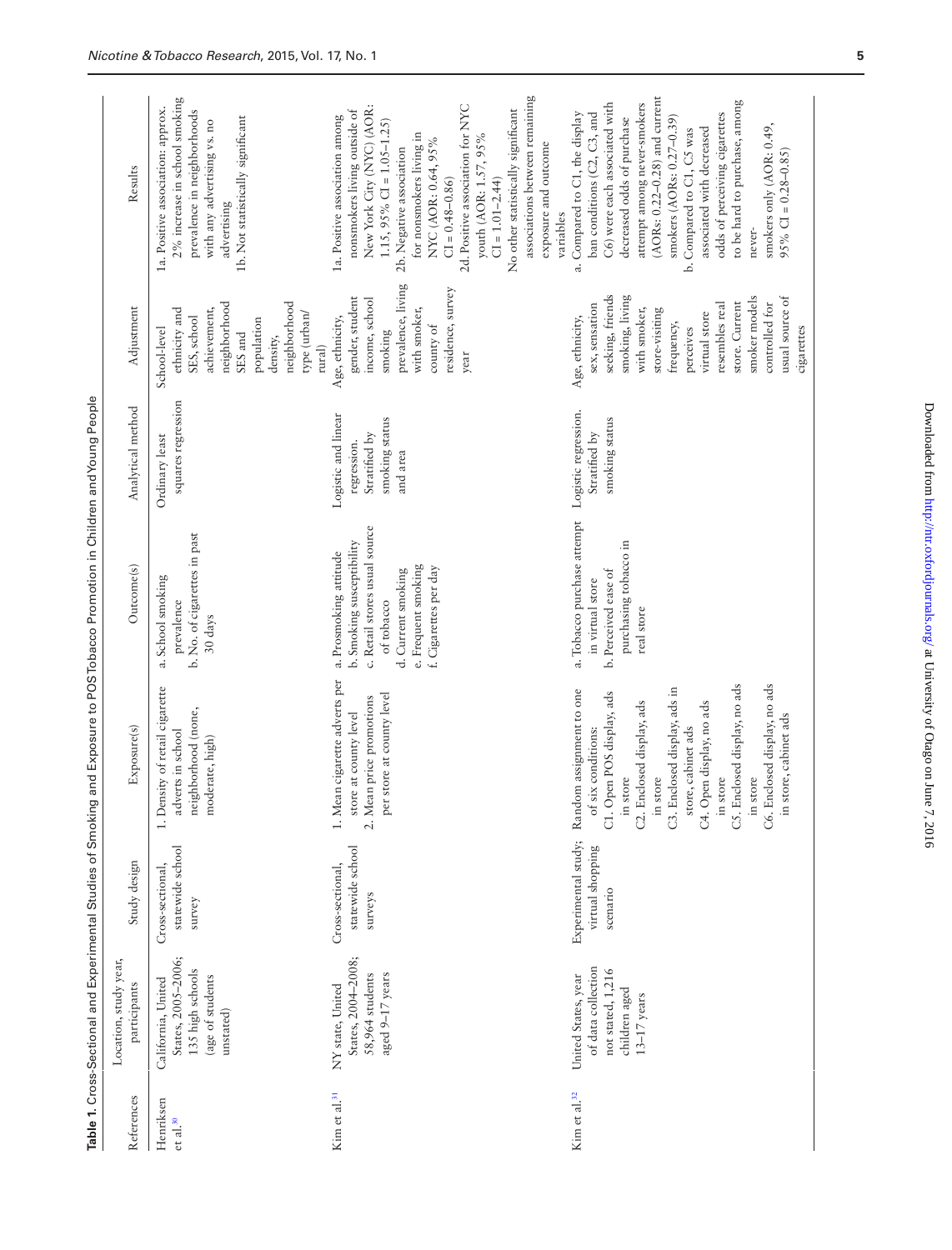**Table 1.** Cross-Sectional and Experimental Studies of Smoking and Exposure to POS Tobacco Promotion in Children and Young People

| References | Location, study year, participants | Study design | Exposure(s) | Outcome(s) | Analytical method | Adjustment | Results |
|---|---|---|---|---|---|---|---|
| Henriksen et al.[30] | California, United States, 2005–2006; 135 high schools (age of students unstated) | Cross-sectional, statewide school survey | 1. Density of retail cigarette adverts in school neighborhood (none, moderate, high) | a. School smoking prevalence<br>b. No. of cigarettes in past 30 days | Ordinary least squares regression | School-level ethnicity and SES, school achievement, neighborhood SES and population density, neighborhood type (urban/rural) | 1a. Positive association: approx. 2% increase in school smoking prevalence in neighborhoods with any advertising vs. no advertising<br>1b. Not statistically significant |
| Kim et al.[31] | NY state, United States, 2004–2008; 58,964 students aged 9–17 years | Cross-sectional, statewide school surveys | 1. Mean cigarette adverts per store at county level<br>2. Mean price promotions per store at county level | a. Prosmoking attitude<br>b. Smoking susceptibility<br>c. Retail stores usual source of tobacco<br>d. Current smoking<br>e. Frequent smoking<br>f. Cigarettes per day | Logistic and linear regression. Stratified by smoking status and area | Age, ethnicity, gender, student income, school smoking prevalence, living with smoker, county of residence, survey year | 1a. Positive association among nonsmokers living outside of New York City (NYC) (AOR: 1.15, 95% CI = 1.05–1.25)<br>2b. Negative association for nonsmokers living in NYC (AOR: 0.64, 95% CI = 0.48–0.86)<br>2d. Positive association for NYC youth (AOR: 1.57, 95% CI = 1.01–2.44)<br>No other statistically significant associations between remaining exposure and outcome variables |
| Kim et al.[32] | United States, year of data collection not stated, 1,216 children aged 13–17 years | Experimental study; virtual shopping scenario | Random assignment to one of six conditions:<br>C1. Open POS display, ads in store<br>C2. Enclosed display, ads in store<br>C3. Enclosed display, ads in store, cabinet ads<br>C4. Open display, no ads in store<br>C5. Enclosed display, no ads in store<br>C6. Enclosed display, no ads in store, cabinet ads | a. Tobacco purchase attempt in virtual store<br>b. Perceived ease of purchasing tobacco in real store | Logistic regression. Stratified by smoking status | Age, ethnicity, sex, sensation seeking, friends smoking, living with smoker, store-visiting frequency, perceives virtual store resembles real store. Current smoker models controlled for usual source of cigarettes | a. Compared to C1, the display ban conditions (C2, C3, and C6) were each associated with decreased odds of purchase attempt among never-smokers (AORs: 0.22–0.28) and current smokers (AORs: 0.27–0.39)<br>b. Compared to C1, C5 was associated with decreased odds of perceiving cigarettes to be hard to purchase, among never-smokers only (AOR: 0.49, 95% CI = 0.28–0.85) |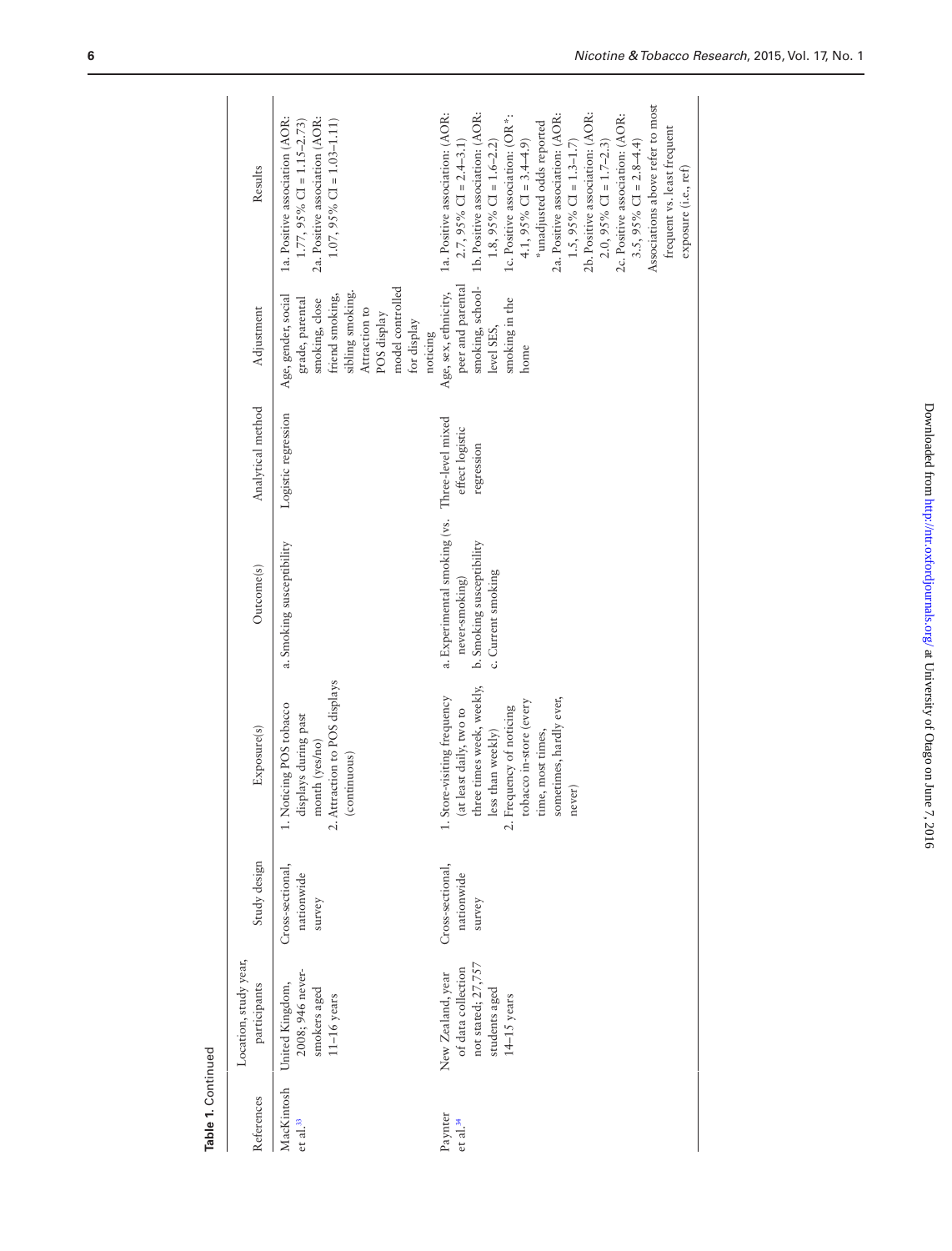**Table 1.** Continued

| References | Location, study year, participants | Study design | Exposure(s) | Outcome(s) | Analytical method | Adjustment | Results |
|---|---|---|---|---|---|---|---|
| MacKintosh et al.[33] | United Kingdom, 2008; 946 never-smokers aged 11–16 years | Cross-sectional, nationwide survey | 1. Noticing POS tobacco displays during past month (yes/no) 2. Attraction to POS displays (continuous) | a. Smoking susceptibility | Logistic regression | Age, gender, social grade, parental smoking, close friend smoking, sibling smoking. Attraction to POS display model controlled for display noticing | 1a. Positive association (AOR: 1.77, 95% CI = 1.15–2.73) 2a. Positive association (AOR: 1.07, 95% CI = 1.03–1.11) |
| Paynter et al.[34] | New Zealand, year of data collection not stated; 27,757 students aged 14–15 years | Cross-sectional, nationwide survey | 1. Store-visiting frequency (at least daily, two to three times week, weekly, less than weekly) 2. Frequency of noticing tobacco in-store (every time, most times, sometimes, hardly ever, never) | a. Experimental smoking (vs. never-smoking) b. Smoking susceptibility c. Current smoking | Three-level mixed effect logistic regression | Age, sex, ethnicity, peer and parental smoking, school-level SES, smoking in the home | 1a. Positive association: (AOR: 2.7, 95% CI = 2.4–3.1) 1b. Positive association: (AOR: 1.8, 95% CI = 1.6–2.2) 1c. Positive association: (OR*: 4.1, 95% CI = 3.4–4.9) *unadjusted odds reported 2a. Positive association: (AOR: 1.5, 95% CI = 1.3–1.7) 2b. Positive association: (AOR: 2.0, 95% CI = 1.7–2.3) 2c. Positive association: (AOR: 3.5, 95% CI = 2.8–4.4) Associations above refer to most frequent vs. least frequent exposure (i.e., ref) |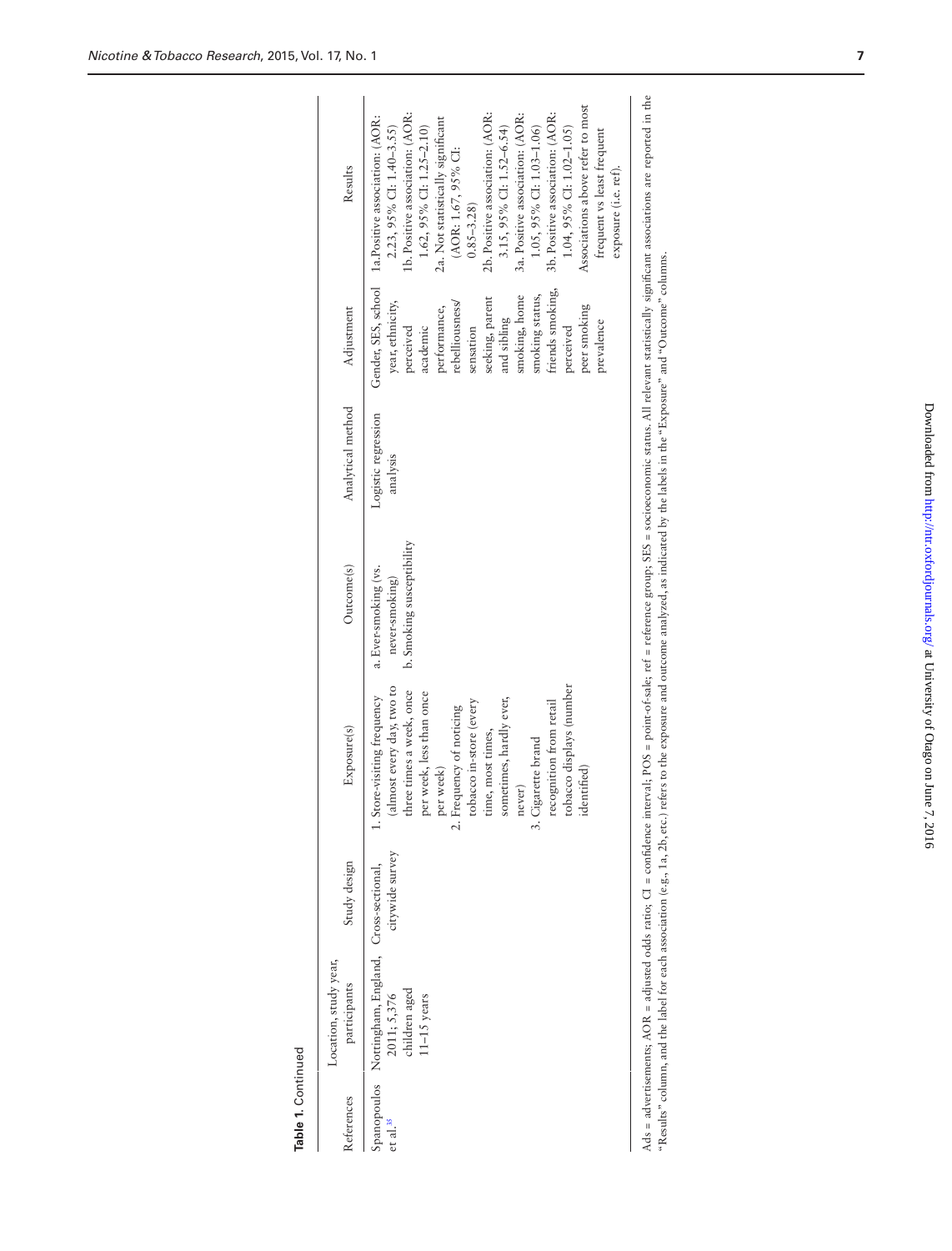**Table 1.** Continued

| References | Location, study year, participants | Study design | Exposure(s) | Outcome(s) | Analytical method | Adjustment | Results |
|---|---|---|---|---|---|---|---|
| Spanopoulos et al.[35] | Nottingham, England, 2011; 5,376 children aged 11–15 years | Cross-sectional, citywide survey | 1. Store-visiting frequency (almost every day, two to three times a week, once per week, less than once per week) 2. Frequency of noticing tobacco in-store (every time, most times, sometimes, hardly ever, never) 3. Cigarette brand recognition from retail tobacco displays (number identified) | a. Ever-smoking (vs. never-smoking) b. Smoking susceptibility | Logistic regression analysis | Gender, SES, school year, ethnicity, perceived academic performance, rebelliousness/ sensation seeking, parent and sibling smoking, home smoking status, friends smoking, perceived peer smoking prevalence | 1a. Positive association: (AOR: 2.23, 95% CI: 1.40–3.55) 1b. Positive association: (AOR: 1.62, 95% CI: 1.25–2.10) 2a. Not statistically significant (AOR: 1.67, 95% CI: 0.85–3.28) 2b. Positive association: (AOR: 3.15, 95% CI: 1.52–6.54) 3a. Positive association: (AOR: 1.05, 95% CI: 1.03–1.06) 3b. Positive association: (AOR: 1.04, 95% CI: 1.02–1.05) Associations above refer to most frequent vs least frequent exposure (i.e. ref). |

Ads = advertisements; AOR = adjusted odds ratio; CI = confidence interval; POS = point-of-sale; ref = reference group; SES = socioeconomic status. All relevant statistically significant associations are reported in the "Results" column, and the label for each association (e.g., 1a, 2b, etc.) refers to the exposure and outcome analyzed, as indicated by the labels in the "Exposure" and "Outcome" columns.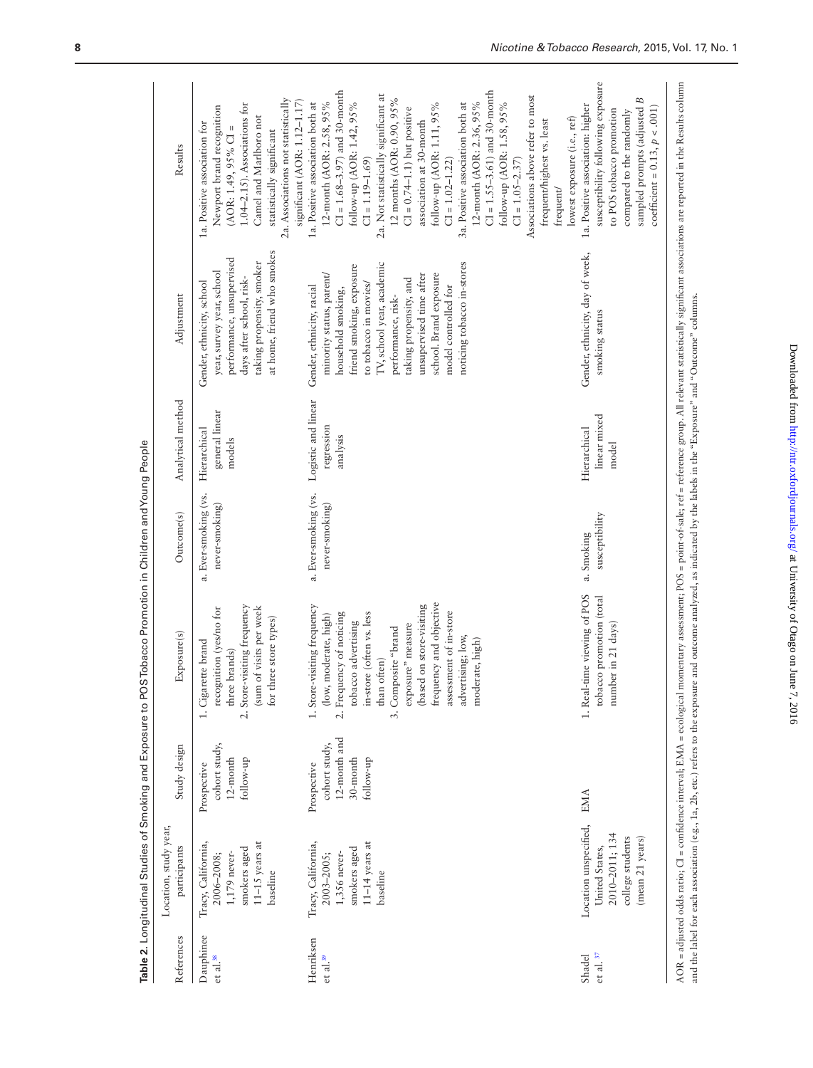**Table 2.** Longitudinal Studies of Smoking and Exposure to POS Tobacco Promotion in Children and Young People

| References | Location, study year, participants | Study design | Exposure(s) | Outcome(s) | Analytical method | Adjustment | Results |
| --- | --- | --- | --- | --- | --- | --- | --- |
| Dauphinee et al.[38] | Tracy, California, 2006–2008; 1,179 never-smokers aged 11–15 years at baseline | Prospective cohort study, 12-month follow-up | 1. Cigarette brand recognition (yes/no for three brands) 2. Store-visiting frequency (sum of visits per week for three store types) | a. Ever-smoking (vs. never-smoking) | Hierarchical general linear models | Gender, ethnicity, school year, survey year, school performance, unsupervised days after school, risk-taking propensity, smoker at home, friend who smokes | 1a. Positive association for Newport brand recognition (AOR: 1.49, 95% CI = 1.04–2.15). Associations for Camel and Marlboro not statistically significant 2a. Associations not statistically significant (AOR: 1.12–1.17) |
| Henriksen et al.[39] | Tracy, California, 2003–2005; 1,356 never-smokers aged 11–14 years at baseline | Prospective cohort study, 12-month and 30-month follow-up | 1. Store-visiting frequency (low, moderate, high) 2. Frequency of noticing tobacco advertising in-store (often vs. less than often) 3. Composite "brand exposure" measure (based on store-visiting frequency and objective assessment of in-store advertising; low, moderate, high) | a. Ever-smoking (vs. never-smoking) | Logistic and linear regression analysis | Gender, ethnicity, racial minority status, parent/household smoking, friend smoking, exposure to tobacco in movies/TV, school year, academic performance, risk-taking propensity, and unsupervised time after school. Brand exposure model controlled for noticing tobacco in-stores | 1a. Positive association both at 12-month (AOR: 2.58, 95% CI = 1.68–3.97) and 30-month follow-up (AOR: 1.42, 95% CI = 1.19–1.69) 2a. Not statistically significant at 12 months (AOR: 0.90, 95% CI = 0.74–1.1) but positive association at 30-month follow-up (AOR: 1.11, 95% CI = 1.02–1.22) 3a. Positive association both at 12-month (AOR: 2.36, 95% CI = 1.55–3.61) and 30-month follow-up (AOR: 1.58, 95% CI = 1.05–2.37) Associations above refer to most frequent/highest vs. least frequent/lowest exposure (i.e., ref) |
| Shadel et al.[37] | Location unspecified, United States, 2010–2011; 134 college students (mean 21 years) | EMA | 1. Real-time viewing of POS tobacco promotion (total number in 21 days) | a. Smoking susceptibility | Hierarchical linear mixed model | Gender, ethnicity, day of week, smoking status | 1a. Positive association: higher susceptibility following exposure to POS tobacco promotion compared to the randomly sampled prompts (adjusted *B* coefficient = 0.13, $p < .001$) |

AOR = adjusted odds ratio; CI = confidence interval; EMA = ecological momentary assessment; POS = point-of-sale; ref = reference group. All relevant statistically significant associations are reported in the Results column and the label for each association (e.g., 1a, 2b, etc.) refers to the exposure and outcome analyzed, as indicated by the labels in the "Exposure" and "Outcome" columns.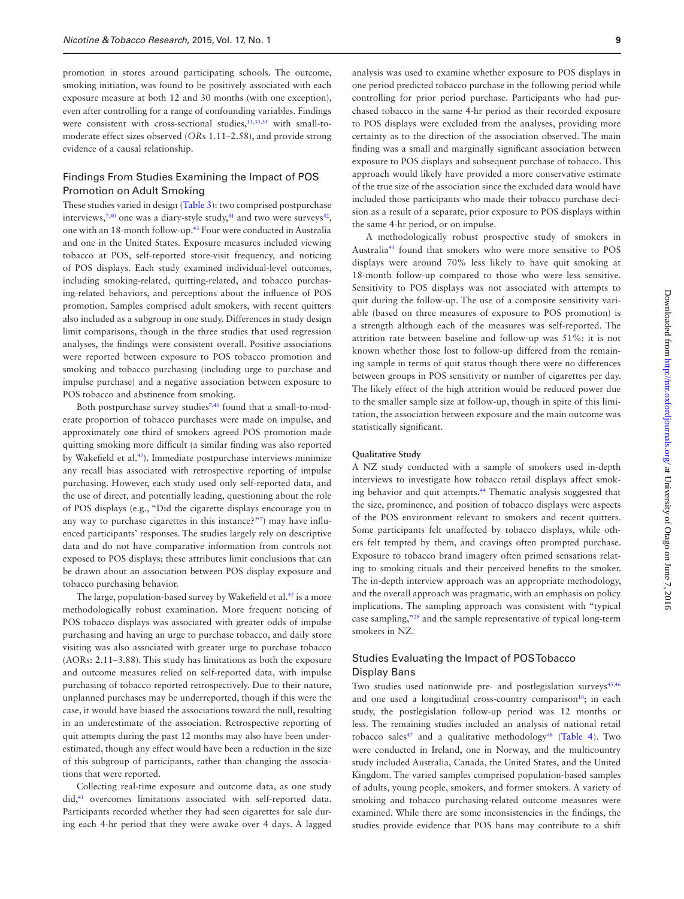promotion in stores around participating schools. The outcome, smoking initiation, was found to be positively associated with each exposure measure at both 12 and 30 months (with one exception), even after controlling for a range of confounding variables. Findings were consistent with cross-sectional studies,[11,33,35] with small-to-moderate effect sizes observed (*OR*s 1.11–2.58), and provide strong evidence of a causal relationship.

## Findings From Studies Examining the Impact of POS Promotion on Adult Smoking

These studies varied in design (Table 3): two comprised postpurchase interviews,[7,40] one was a diary-style study,[41] and two were surveys[42], one with an 18-month follow-up.[43] Four were conducted in Australia and one in the United States. Exposure measures included viewing tobacco at POS, self-reported store-visit frequency, and noticing of POS displays. Each study examined individual-level outcomes, including smoking-related, quitting-related, and tobacco purchasing-related behaviors, and perceptions about the influence of POS promotion. Samples comprised adult smokers, with recent quitters also included as a subgroup in one study. Differences in study design limit comparisons, though in the three studies that used regression analyses, the findings were consistent overall. Positive associations were reported between exposure to POS tobacco promotion and smoking and tobacco purchasing (including urge to purchase and impulse purchase) and a negative association between exposure to POS tobacco and abstinence from smoking.

Both postpurchase survey studies[7,40] found that a small-to-moderate proportion of tobacco purchases were made on impulse, and approximately one third of smokers agreed POS promotion made quitting smoking more difficult (a similar finding was also reported by Wakefield et al.[42]). Immediate postpurchase interviews minimize any recall bias associated with retrospective reporting of impulse purchasing. However, each study used only self-reported data, and the use of direct, and potentially leading, questioning about the role of POS displays (e.g., "Did the cigarette displays encourage you in any way to purchase cigarettes in this instance?"[7]) may have influenced participants' responses. The studies largely rely on descriptive data and do not have comparative information from controls not exposed to POS displays; these attributes limit conclusions that can be drawn about an association between POS display exposure and tobacco purchasing behavior.

The large, population-based survey by Wakefield et al.[42] is a more methodologically robust examination. More frequent noticing of POS tobacco displays was associated with greater odds of impulse purchasing and having an urge to purchase tobacco, and daily store visiting was also associated with greater urge to purchase tobacco (AORs: 2.11–3.88). This study has limitations as both the exposure and outcome measures relied on self-reported data, with impulse purchasing of tobacco reported retrospectively. Due to their nature, unplanned purchases may be underreported, though if this were the case, it would have biased the associations toward the null, resulting in an underestimate of the association. Retrospective reporting of quit attempts during the past 12 months may also have been underestimated, though any effect would have been a reduction in the size of this subgroup of participants, rather than changing the associations that were reported.

Collecting real-time exposure and outcome data, as one study did,[41] overcomes limitations associated with self-reported data. Participants recorded whether they had seen cigarettes for sale during each 4-hr period that they were awake over 4 days. A lagged analysis was used to examine whether exposure to POS displays in one period predicted tobacco purchase in the following period while controlling for prior period purchase. Participants who had purchased tobacco in the same 4-hr period as their recorded exposure to POS displays were excluded from the analyses, providing more certainty as to the direction of the association observed. The main finding was a small and marginally significant association between exposure to POS displays and subsequent purchase of tobacco. This approach would likely have provided a more conservative estimate of the true size of the association since the excluded data would have included those participants who made their tobacco purchase decision as a result of a separate, prior exposure to POS displays within the same 4-hr period, or on impulse.

A methodologically robust prospective study of smokers in Australia[43] found that smokers who were more sensitive to POS displays were around 70% less likely to have quit smoking at 18-month follow-up compared to those who were less sensitive. Sensitivity to POS displays was not associated with attempts to quit during the follow-up. The use of a composite sensitivity variable (based on three measures of exposure to POS promotion) is a strength although each of the measures was self-reported. The attrition rate between baseline and follow-up was 51%: it is not known whether those lost to follow-up differed from the remaining sample in terms of quit status though there were no differences between groups in POS sensitivity or number of cigarettes per day. The likely effect of the high attrition would be reduced power due to the smaller sample size at follow-up, though in spite of this limitation, the association between exposure and the main outcome was statistically significant.

#### Qualitative Study

A NZ study conducted with a sample of smokers used in-depth interviews to investigate how tobacco retail displays affect smoking behavior and quit attempts.[44] Thematic analysis suggested that the size, prominence, and position of tobacco displays were aspects of the POS environment relevant to smokers and recent quitters. Some participants felt unaffected by tobacco displays, while others felt tempted by them, and cravings often prompted purchase. Exposure to tobacco brand imagery often primed sensations relating to smoking rituals and their perceived benefits to the smoker. The in-depth interview approach was an appropriate methodology, and the overall approach was pragmatic, with an emphasis on policy implications. The sampling approach was consistent with "typical case sampling,"[29] and the sample representative of typical long-term smokers in NZ.

## Studies Evaluating the Impact of POS Tobacco Display Bans

Two studies used nationwide pre- and postlegislation surveys[45,46] and one used a longitudinal cross-country comparison[10]; in each study, the postlegislation follow-up period was 12 months or less. The remaining studies included an analysis of national retail tobacco sales[47] and a qualitative methodology[48] (Table 4). Two were conducted in Ireland, one in Norway, and the multicountry study included Australia, Canada, the United States, and the United Kingdom. The varied samples comprised population-based samples of adults, young people, smokers, and former smokers. A variety of smoking and tobacco purchasing-related outcome measures were examined. While there are some inconsistencies in the findings, the studies provide evidence that POS bans may contribute to a shift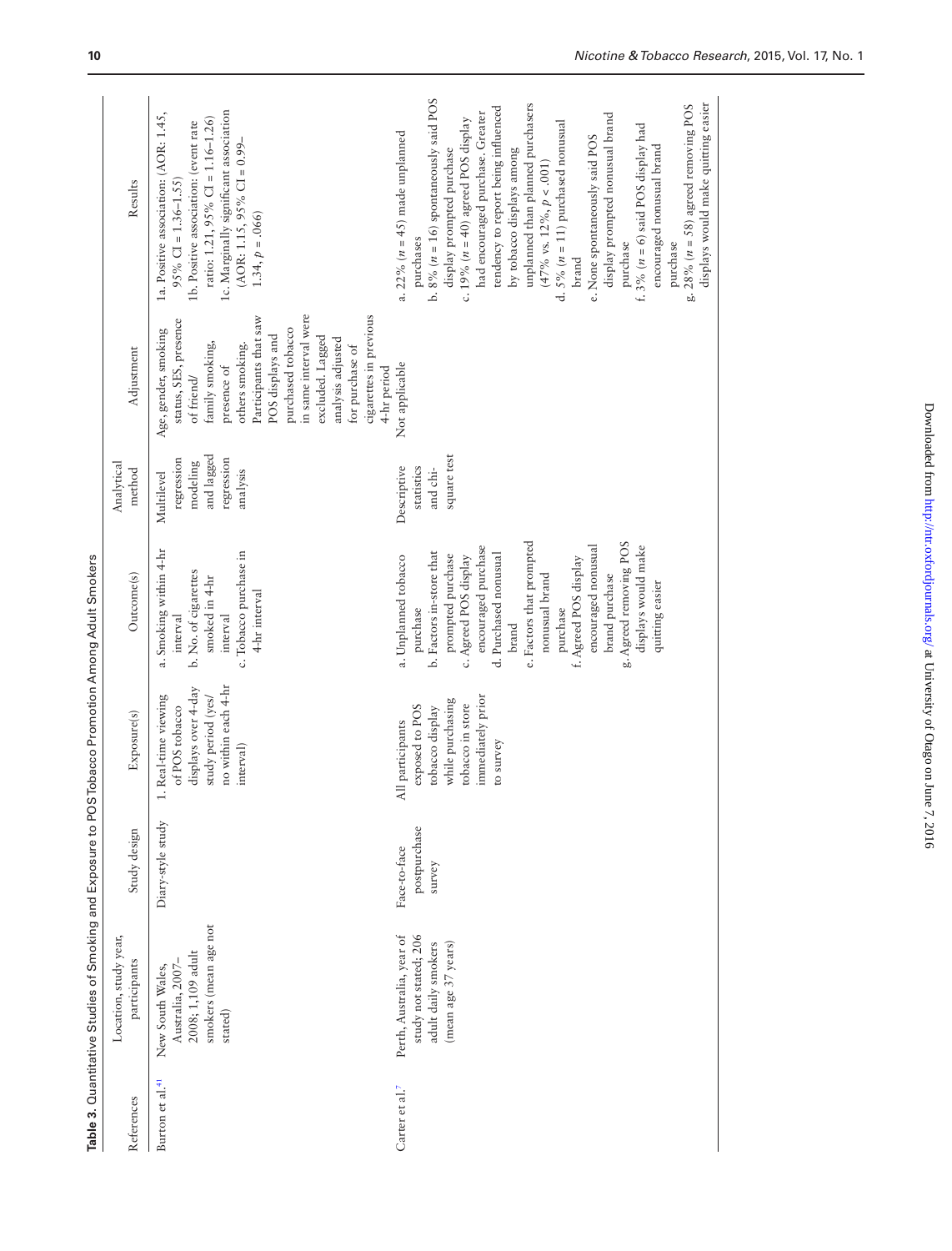**Table 3.** Quantitative Studies of Smoking and Exposure to POS Tobacco Promotion Among Adult Smokers

| References | Location, study year, participants | Study design | Exposure(s) | Outcome(s) | Analytical method | Adjustment | Results |
|---|---|---|---|---|---|---|---|
| Burton et al.[41] | New South Wales, Australia, 2007–2008; 1,109 adult smokers (mean age not stated) | Diary-style study | 1. Real-time viewing of POS tobacco displays over 4-day study period (yes/no within each 4-hr interval) | a. Smoking within 4-hr interval<br>b. No. of cigarettes smoked in 4-hr interval<br>c. Tobacco purchase in 4-hr interval | Multilevel regression modeling and lagged regression analysis | Age, gender, smoking status, SES, presence of friend/family smoking, presence of others smoking. Participants that saw POS displays and purchased tobacco in same interval were excluded. Lagged analysis adjusted for purchase of cigarettes in previous 4-hr period | 1a. Positive association: (AOR: 1.45, 95% CI = 1.36–1.55)<br>1b. Positive association: (event rate ratio: 1.21, 95% CI = 1.16–1.26)<br>1c. Marginally significant association (AOR: 1.15, 95% CI = 0.99–1.34, $p = .066$) |
| Carter et al.[7] | Perth, Australia, year of study not stated; 206 adult daily smokers (mean age 37 years) | Face-to-face postpurchase survey | All participants exposed to POS tobacco display while purchasing tobacco in store immediately prior to survey | a. Unplanned tobacco purchase<br>b. Factors in-store that prompted purchase<br>c. Agreed POS display encouraged purchase<br>d. Purchased nonusual brand<br>e. Factors that prompted nonusual brand purchase<br>f. Agreed POS display encouraged nonusual brand purchase<br>g. Agreed removing POS displays would make quitting easier | Descriptive statistics and chi-square test | Not applicable | a. 22% ($n = 45$) made unplanned purchases<br>b. 8% ($n = 16$) spontaneously said POS display prompted purchase<br>c. 19% ($n = 40$) agreed POS display had encouraged purchase. Greater tendency to report being influenced by tobacco displays among unplanned than planned purchasers (47% vs. 12%, $p < .001$)<br>d. 5% ($n = 11$) purchased nonusual brand<br>e. None spontaneously said POS display prompted nonusual brand purchase<br>f. 3% ($n = 6$) said POS display had encouraged nonusual brand purchase<br>g. 28% ($n = 58$) agreed removing POS displays would make quitting easier |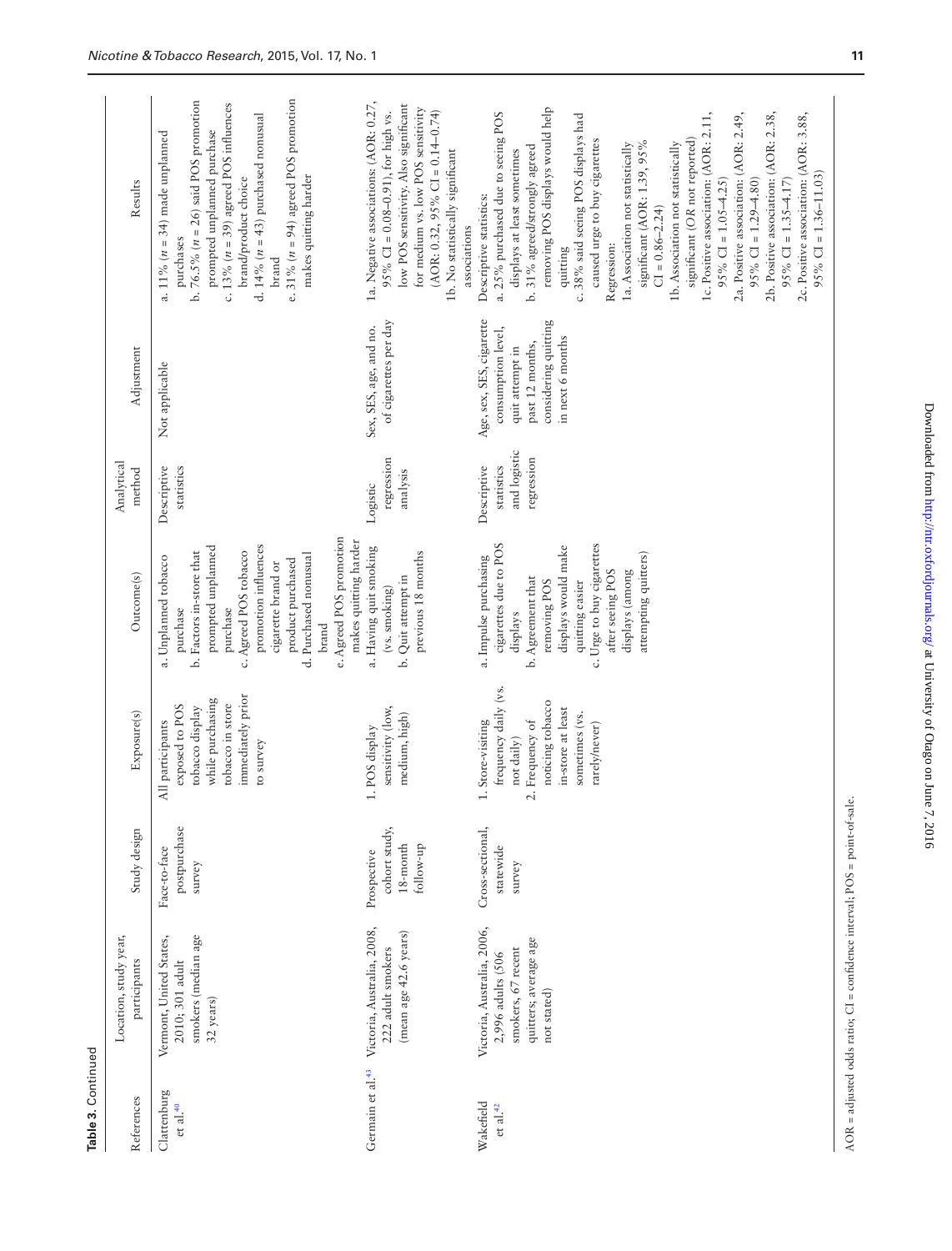**Table 3.** Continued

| References | Location, study year, participants | Study design | Exposure(s) | Outcome(s) | Analytical method | Adjustment | Results |
|---|---|---|---|---|---|---|---|
| Clattenburg et al.[40] | Vermont, United States, 2010; 301 adult smokers (median age 32 years) | Face-to-face postpurchase survey | All participants exposed to POS tobacco display while purchasing tobacco in store immediately prior to survey | a. Unplanned tobacco purchase<br>b. Factors in-store that prompted unplanned purchase<br>c. Agreed POS tobacco promotion influences cigarette brand or product purchased<br>d. Purchased nonusual brand<br>e. Agreed POS promotion makes quitting harder | Descriptive statistics | Not applicable | a. 11% ($n = 34$) made unplanned purchases<br>b. 76.5% ($n = 26$) said POS promotion prompted unplanned purchase<br>c. 13% ($n = 39$) agreed POS influences brand/product choice<br>d. 14% ($n = 43$) purchased nonusual brand<br>e. 31% ($n = 94$) agreed POS promotion makes quitting harder |
| Germain et al.[43] | Victoria, Australia, 2008, 222 adult smokers (mean age 42.6 years) | Prospective cohort study, 18-month follow-up | 1. POS display sensitivity (low, medium, high) | a. Having quit smoking (vs. smoking)<br>b. Quit attempt in previous 18 months | Logistic regression analysis | Sex, SES, age, and no. of cigarettes per day | 1a. Negative associations: (AOR: 0.27, 95% CI = 0.08–0.91), for high vs. low POS sensitivity. Also significant for medium vs. low POS sensitivity (AOR: 0.32, 95% CI = 0.14–0.74)<br>1b. No statistically significant associations |
| Wakefield et al.[42] | Victoria, Australia, 2006, 2,996 adults (506 smokers, 67 recent quitters; average age not stated) | Cross-sectional, statewide survey | 1. Store-visiting frequency daily (vs. not daily)<br>2. Frequency of noticing tobacco in-store at least sometimes (vs. rarely/never) | a. Impulse purchasing cigarettes due to POS displays<br>b. Agreement that removing POS displays would make quitting easier<br>c. Urge to buy cigarettes after seeing POS displays (among attempting quitters) | Descriptive statistics and logistic regression | Age, sex, SES, cigarette consumption level, quit attempt in past 12 months, considering quitting in next 6 months | Descriptive statistics:<br>a. 25% purchased due to seeing POS displays at least sometimes<br>b. 31% agreed/strongly agreed removing POS displays would help quitting<br>c. 38% said seeing POS displays had caused urge to buy cigarettes<br>Regression:<br>1a. Association not statistically significant (AOR: 1.39, 95% CI = 0.86–2.24)<br>1b. Association not statistically significant (*OR* not reported)<br>1c. Positive association: (AOR: 2.11, 95% CI = 1.05–4.25)<br>2a. Positive association: (AOR: 2.49, 95% CI = 1.29–4.80)<br>2b. Positive association: (AOR: 2.38, 95% CI = 1.35–4.17)<br>2c. Positive association: (AOR: 3.88, 95% CI = 1.36–11.03) |

AOR = adjusted odds ratio; CI = confidence interval; POS = point-of-sale.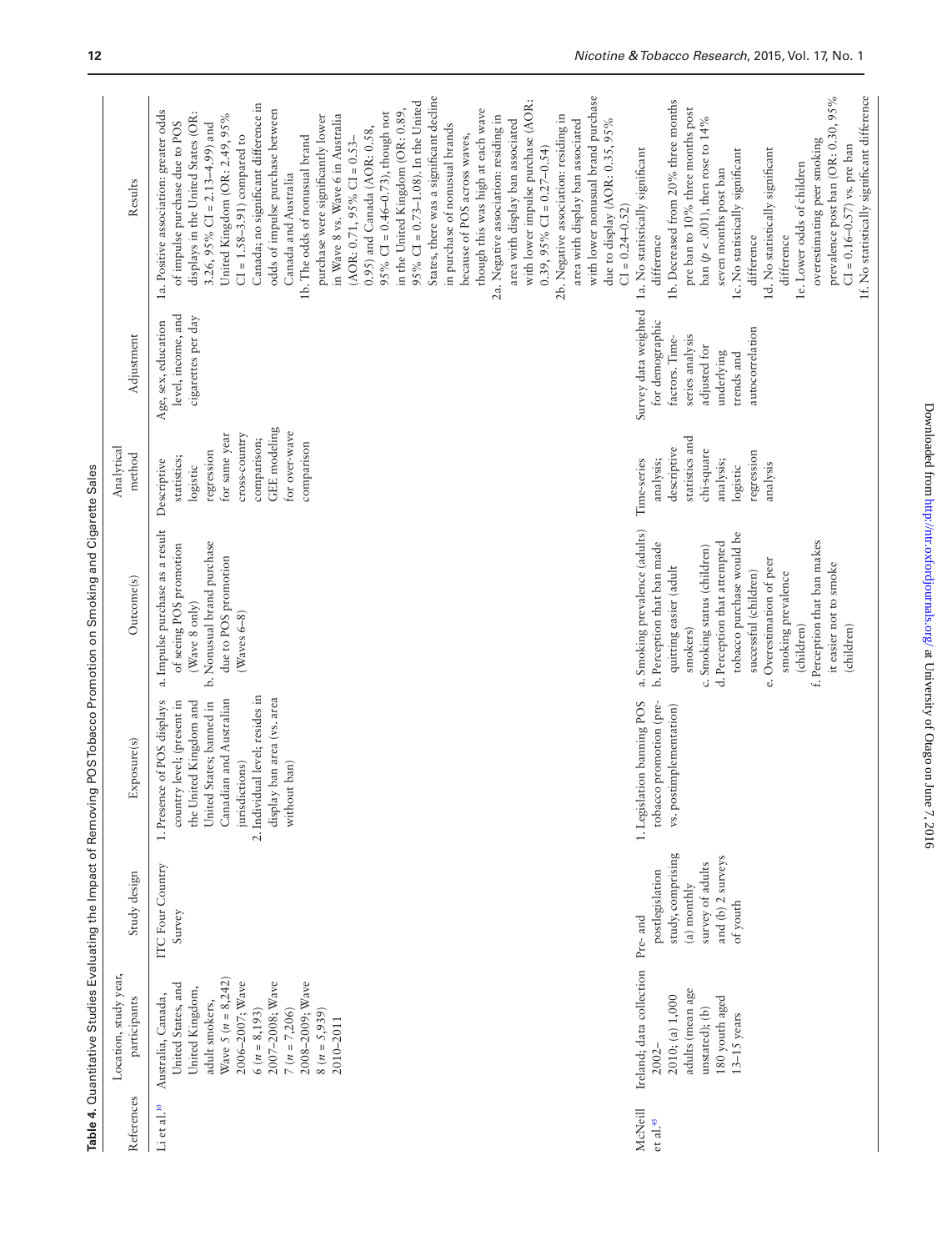**Table 4.** Quantitative Studies Evaluating the Impact of Removing POS Tobacco Promotion on Smoking and Cigarette Sales

| References | Location, study year, participants | Study design | Exposure(s) | Outcome(s) | Analytical method | Adjustment | Results |
|---|---|---|---|---|---|---|---|
| Li et al.[10] | Australia, Canada, United States, and United Kingdom, adult smokers, Wave 5 (n = 8,242) 2006–2007; Wave 6 (n = 8,193) 2007–2008; Wave 7 (n = 7,206) 2008–2009; Wave 8 (n = 5,939) 2010–2011 | ITC Four Country Survey | 1. Presence of POS displays country level; (present in the United Kingdom and United States; banned in Canadian and Australian jurisdictions) 2. Individual level; resides in display ban area (vs. area without ban) | a. Impulse purchase as a result of seeing POS promotion (Wave 8 only) b. Nonusual brand purchase due to POS promotion (Waves 6–8) | Descriptive statistics; logistic regression for same year cross-country comparison; GEE modeling for over-wave comparison | Age, sex, education level, income, and cigarettes per day | 1a. Positive association: greater odds of impulse purchase due to POS displays in the United States (OR: 3.26, 95% CI = 2.13–4.99) and United Kingdom (OR: 2.49, 95% CI = 1.58–3.91) compared to Canada; no significant difference in odds of impulse purchase between Canada and Australia 1b. The odds of nonusual brand purchase were significantly lower in Wave 8 vs. Wave 6 in Australia (AOR: 0.71, 95% CI = 0.53–0.95) and Canada (AOR: 0.58, 95% CI = 0.46–0.73), though not in the United Kingdom (OR: 0.89, 95% CI = 0.73–1.08). In the United States, there was a significant decline in purchase of nonusual brands because of POS across waves, though this was high at each wave 2a. Negative association: residing in area with display ban associated with lower impulse purchase (AOR: 0.39, 95% CI = 0.27–0.54) 2b. Negative association: residing in area with display ban associated with lower nonusual brand purchase due to display (AOR: 0.35, 95% CI = 0.24–0.52) |
| McNeill et al.[45] | Ireland; data collection 2002–2010; (a) 1,000 adults (mean age unstated); (b) 180 youth aged 13–15 years | Pre- and postlegislation study, comprising (a) monthly survey of adults and (b) 2 surveys of youth | 1. Legislation banning POS tobacco promotion (pre- vs. postimplementation) | a. Smoking prevalence (adults) b. Perception that ban made quitting easier (adult smokers) c. Smoking status (children) d. Perception that attempted tobacco purchase would be successful (children) e. Overestimation of peer smoking prevalence (children) f. Perception that ban makes it easier not to smoke (children) | Time-series analysis; descriptive statistics and chi-square analysis; logistic regression analysis | Survey data weighted for demographic factors. Time-series analysis adjusted for underlying trends and autocorrelation | 1a. No statistically significant difference 1b. Decreased from 20% three months pre ban to 10% three months post ban (p < .001), then rose to 14% seven months post ban 1c. No statistically significant difference 1d. No statistically significant difference 1e. Lower odds of children overestimating peer smoking prevalence post ban (OR: 0.30, 95% CI = 0.16–0.57) vs. pre ban 1f. No statistically significant difference |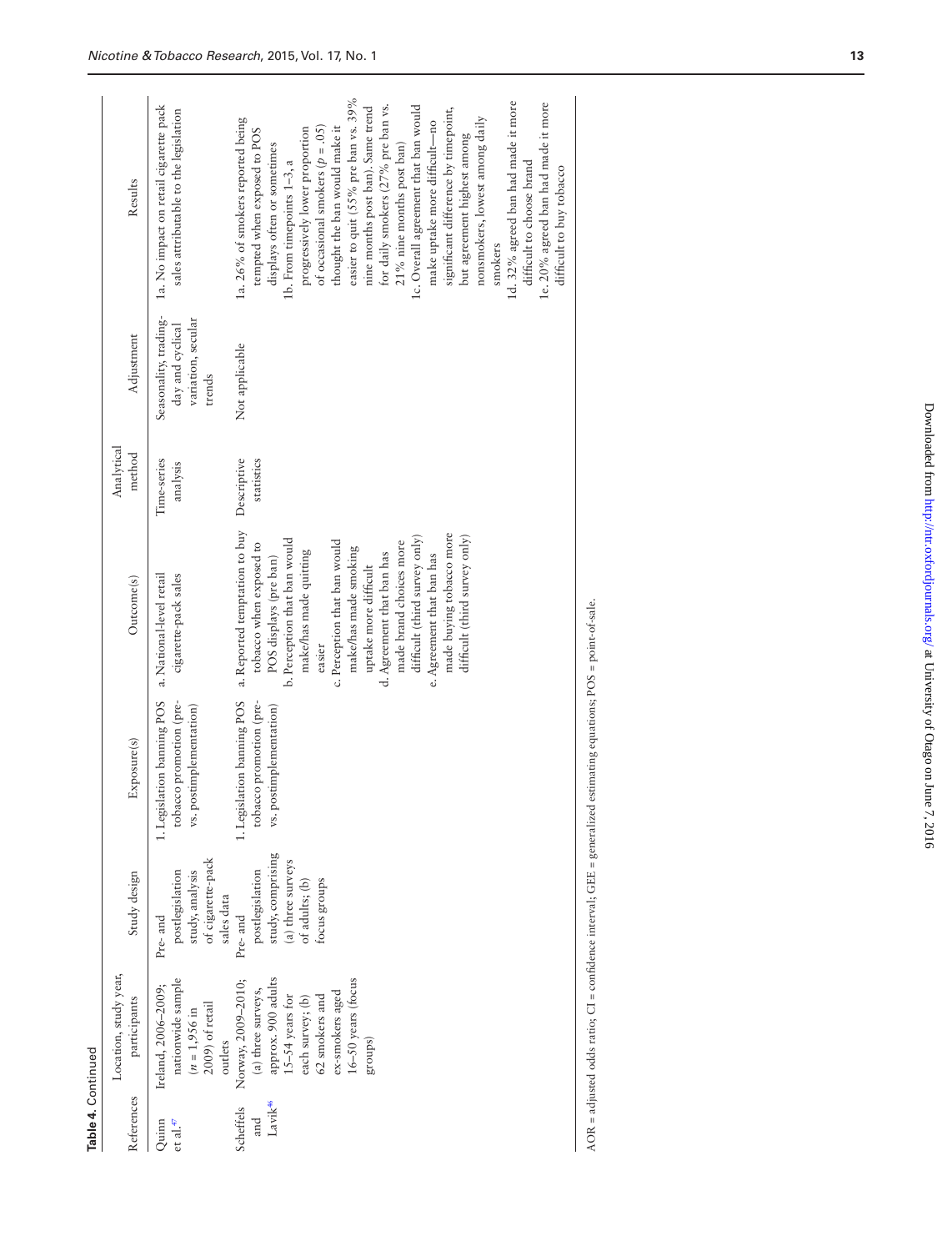**Table 4.** Continued

| References | Location, study year, participants | Study design | Exposure(s) | Outcome(s) | Analytical method | Adjustment | Results |
|---|---|---|---|---|---|---|---|
| Quinn et al.[47] | Ireland, 2006–2009; nationwide sample ($n$ = 1,956 in 2009) of retail outlets | Pre- and postlegislation study, analysis of cigarette-pack sales data | 1. Legislation banning POS tobacco promotion (pre- vs. postimplementation) | a. National-level retail cigarette-pack sales | Time-series analysis | Seasonality, trading-day and cyclical variation, secular trends | 1a. No impact on retail cigarette pack sales attributable to the legislation |
| Scheffels and Lavik[46] | Norway, 2009–2010; (a) three surveys, approx. 900 adults 15–54 years for each survey; (b) 62 smokers and ex-smokers aged 16–50 years (focus groups) | Pre- and postlegislation study, comprising (a) three surveys of adults; (b) focus groups | 1. Legislation banning POS tobacco promotion (pre- vs. postimplementation) | a. Reported temptation to buy tobacco when exposed to POS displays (pre ban)<br>b. Perception that ban would make/has made quitting easier<br>c. Perception that ban would make/has made smoking uptake more difficult<br>d. Agreement that ban has made brand choices more difficult (third survey only)<br>e. Agreement that ban has made buying tobacco more difficult (third survey only) | Descriptive statistics | Not applicable | 1a. 26% of smokers reported being tempted when exposed to POS displays often or sometimes<br>1b. From timepoints 1–3, a progressively lower proportion of occasional smokers ($p$ = .05) thought the ban would make it easier to quit (55% pre ban vs. 39% nine months post ban). Same trend for daily smokers (27% pre ban vs. 21% nine months post ban)<br>1c. Overall agreement that ban would make uptake more difficult—no significant difference by timepoint, but agreement highest among nonsmokers, lowest among daily smokers<br>1d. 32% agreed ban had made it more difficult to choose brand<br>1e. 20% agreed ban had made it more difficult to buy tobacco |

AOR = adjusted odds ratio; CI = confidence interval; GEE = generalized estimating equations; POS = point-of-sale.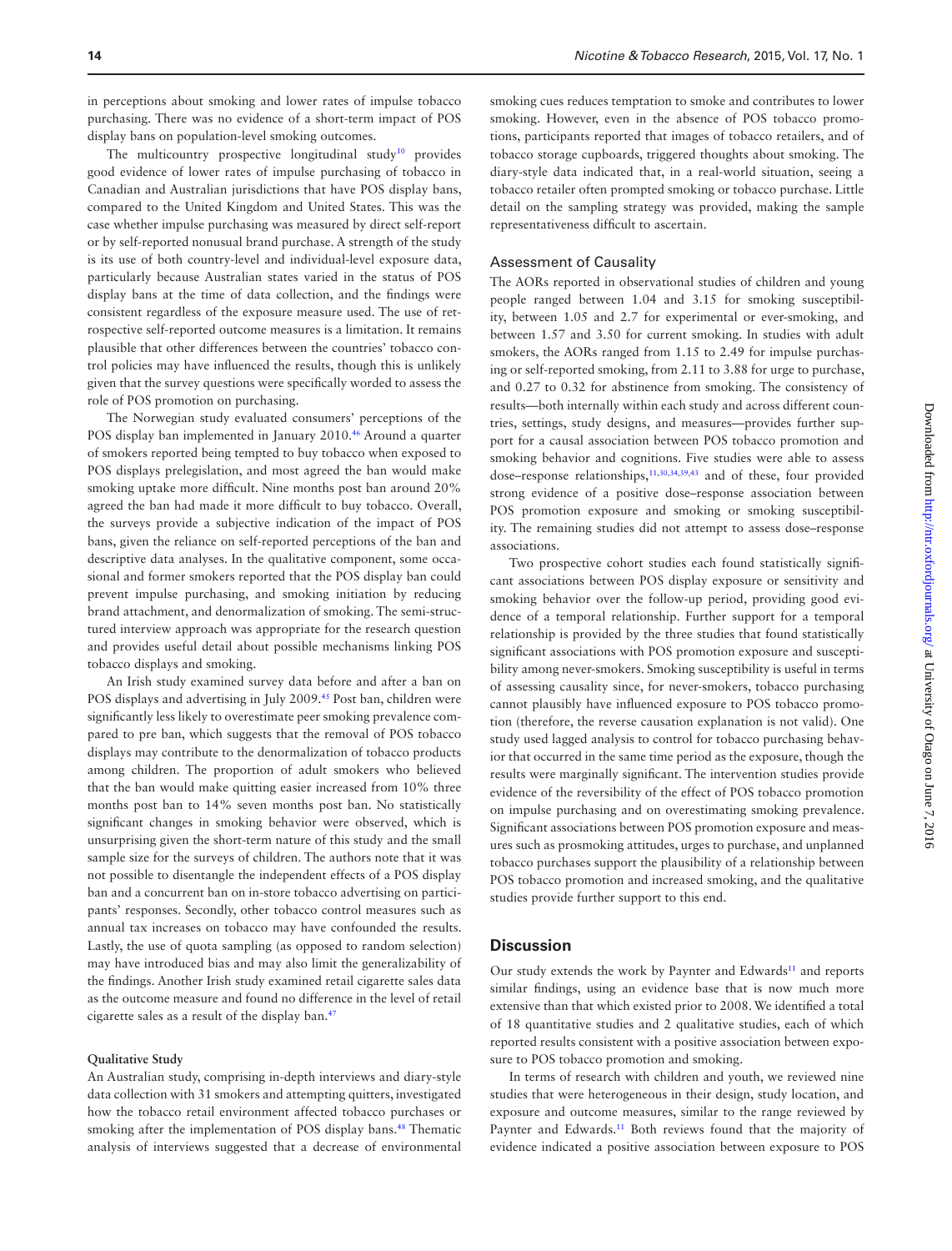in perceptions about smoking and lower rates of impulse tobacco purchasing. There was no evidence of a short-term impact of POS display bans on population-level smoking outcomes.

The multicountry prospective longitudinal study[10] provides good evidence of lower rates of impulse purchasing of tobacco in Canadian and Australian jurisdictions that have POS display bans, compared to the United Kingdom and United States. This was the case whether impulse purchasing was measured by direct self-report or by self-reported nonusual brand purchase. A strength of the study is its use of both country-level and individual-level exposure data, particularly because Australian states varied in the status of POS display bans at the time of data collection, and the findings were consistent regardless of the exposure measure used. The use of retrospective self-reported outcome measures is a limitation. It remains plausible that other differences between the countries' tobacco control policies may have influenced the results, though this is unlikely given that the survey questions were specifically worded to assess the role of POS promotion on purchasing.

The Norwegian study evaluated consumers' perceptions of the POS display ban implemented in January 2010.[46] Around a quarter of smokers reported being tempted to buy tobacco when exposed to POS displays prelegislation, and most agreed the ban would make smoking uptake more difficult. Nine months post ban around 20% agreed the ban had made it more difficult to buy tobacco. Overall, the surveys provide a subjective indication of the impact of POS bans, given the reliance on self-reported perceptions of the ban and descriptive data analyses. In the qualitative component, some occasional and former smokers reported that the POS display ban could prevent impulse purchasing, and smoking initiation by reducing brand attachment, and denormalization of smoking. The semi-structured interview approach was appropriate for the research question and provides useful detail about possible mechanisms linking POS tobacco displays and smoking.

An Irish study examined survey data before and after a ban on POS displays and advertising in July 2009.[45] Post ban, children were significantly less likely to overestimate peer smoking prevalence compared to pre ban, which suggests that the removal of POS tobacco displays may contribute to the denormalization of tobacco products among children. The proportion of adult smokers who believed that the ban would make quitting easier increased from 10% three months post ban to 14% seven months post ban. No statistically significant changes in smoking behavior were observed, which is unsurprising given the short-term nature of this study and the small sample size for the surveys of children. The authors note that it was not possible to disentangle the independent effects of a POS display ban and a concurrent ban on in-store tobacco advertising on participants' responses. Secondly, other tobacco control measures such as annual tax increases on tobacco may have confounded the results. Lastly, the use of quota sampling (as opposed to random selection) may have introduced bias and may also limit the generalizability of the findings. Another Irish study examined retail cigarette sales data as the outcome measure and found no difference in the level of retail cigarette sales as a result of the display ban.[47]

#### Qualitative Study

An Australian study, comprising in-depth interviews and diary-style data collection with 31 smokers and attempting quitters, investigated how the tobacco retail environment affected tobacco purchases or smoking after the implementation of POS display bans.[48] Thematic analysis of interviews suggested that a decrease of environmental smoking cues reduces temptation to smoke and contributes to lower smoking. However, even in the absence of POS tobacco promotions, participants reported that images of tobacco retailers, and of tobacco storage cupboards, triggered thoughts about smoking. The diary-style data indicated that, in a real-world situation, seeing a tobacco retailer often prompted smoking or tobacco purchase. Little detail on the sampling strategy was provided, making the sample representativeness difficult to ascertain.

### Assessment of Causality

The AORs reported in observational studies of children and young people ranged between 1.04 and 3.15 for smoking susceptibility, between 1.05 and 2.7 for experimental or ever-smoking, and between 1.57 and 3.50 for current smoking. In studies with adult smokers, the AORs ranged from 1.15 to 2.49 for impulse purchasing or self-reported smoking, from 2.11 to 3.88 for urge to purchase, and 0.27 to 0.32 for abstinence from smoking. The consistency of results—both internally within each study and across different countries, settings, study designs, and measures—provides further support for a causal association between POS tobacco promotion and smoking behavior and cognitions. Five studies were able to assess dose–response relationships,[11,30,34,39,43] and of these, four provided strong evidence of a positive dose–response association between POS promotion exposure and smoking or smoking susceptibility. The remaining studies did not attempt to assess dose–response associations.

Two prospective cohort studies each found statistically significant associations between POS display exposure or sensitivity and smoking behavior over the follow-up period, providing good evidence of a temporal relationship. Further support for a temporal relationship is provided by the three studies that found statistically significant associations with POS promotion exposure and susceptibility among never-smokers. Smoking susceptibility is useful in terms of assessing causality since, for never-smokers, tobacco purchasing cannot plausibly have influenced exposure to POS tobacco promotion (therefore, the reverse causation explanation is not valid). One study used lagged analysis to control for tobacco purchasing behavior that occurred in the same time period as the exposure, though the results were marginally significant. The intervention studies provide evidence of the reversibility of the effect of POS tobacco promotion on impulse purchasing and on overestimating smoking prevalence. Significant associations between POS promotion exposure and measures such as prosmoking attitudes, urges to purchase, and unplanned tobacco purchases support the plausibility of a relationship between POS tobacco promotion and increased smoking, and the qualitative studies provide further support to this end.

## Discussion

Our study extends the work by Paynter and Edwards[11] and reports similar findings, using an evidence base that is now much more extensive than that which existed prior to 2008. We identified a total of 18 quantitative studies and 2 qualitative studies, each of which reported results consistent with a positive association between exposure to POS tobacco promotion and smoking.

In terms of research with children and youth, we reviewed nine studies that were heterogeneous in their design, study location, and exposure and outcome measures, similar to the range reviewed by Paynter and Edwards.[11] Both reviews found that the majority of evidence indicated a positive association between exposure to POS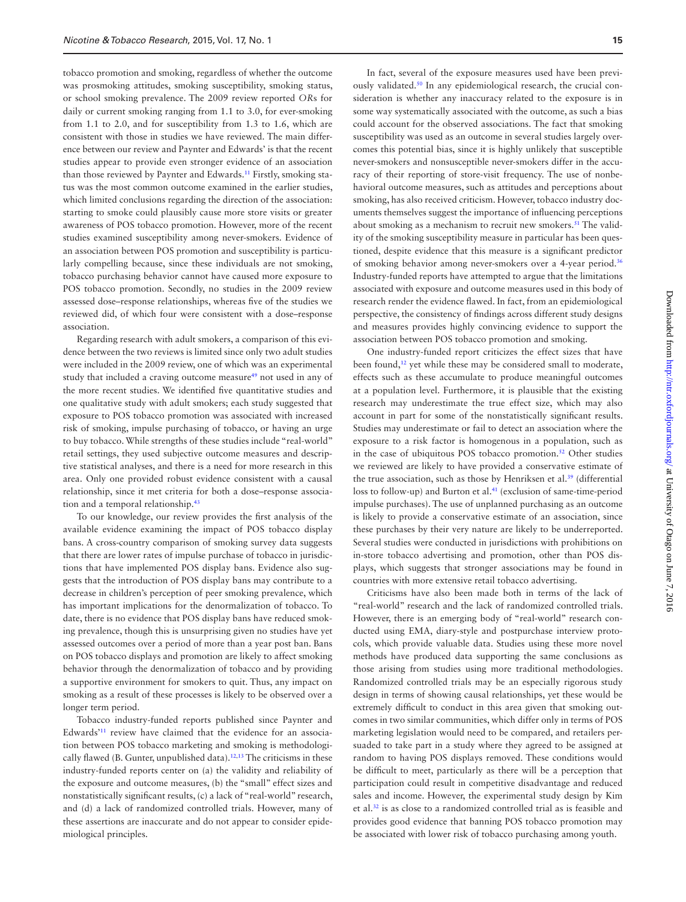tobacco promotion and smoking, regardless of whether the outcome was prosmoking attitudes, smoking susceptibility, smoking status, or school smoking prevalence. The 2009 review reported *OR*s for daily or current smoking ranging from 1.1 to 3.0, for ever-smoking from 1.1 to 2.0, and for susceptibility from 1.3 to 1.6, which are consistent with those in studies we have reviewed. The main difference between our review and Paynter and Edwards' is that the recent studies appear to provide even stronger evidence of an association than those reviewed by Paynter and Edwards.[11] Firstly, smoking status was the most common outcome examined in the earlier studies, which limited conclusions regarding the direction of the association: starting to smoke could plausibly cause more store visits or greater awareness of POS tobacco promotion. However, more of the recent studies examined susceptibility among never-smokers. Evidence of an association between POS promotion and susceptibility is particularly compelling because, since these individuals are not smoking, tobacco purchasing behavior cannot have caused more exposure to POS tobacco promotion. Secondly, no studies in the 2009 review assessed dose–response relationships, whereas five of the studies we reviewed did, of which four were consistent with a dose–response association.

Regarding research with adult smokers, a comparison of this evidence between the two reviews is limited since only two adult studies were included in the 2009 review, one of which was an experimental study that included a craving outcome measure[49] not used in any of the more recent studies. We identified five quantitative studies and one qualitative study with adult smokers; each study suggested that exposure to POS tobacco promotion was associated with increased risk of smoking, impulse purchasing of tobacco, or having an urge to buy tobacco. While strengths of these studies include "real-world" retail settings, they used subjective outcome measures and descriptive statistical analyses, and there is a need for more research in this area. Only one provided robust evidence consistent with a causal relationship, since it met criteria for both a dose–response association and a temporal relationship.[43]

To our knowledge, our review provides the first analysis of the available evidence examining the impact of POS tobacco display bans. A cross-country comparison of smoking survey data suggests that there are lower rates of impulse purchase of tobacco in jurisdictions that have implemented POS display bans. Evidence also suggests that the introduction of POS display bans may contribute to a decrease in children's perception of peer smoking prevalence, which has important implications for the denormalization of tobacco. To date, there is no evidence that POS display bans have reduced smoking prevalence, though this is unsurprising given no studies have yet assessed outcomes over a period of more than a year post ban. Bans on POS tobacco displays and promotion are likely to affect smoking behavior through the denormalization of tobacco and by providing a supportive environment for smokers to quit. Thus, any impact on smoking as a result of these processes is likely to be observed over a longer term period.

Tobacco industry-funded reports published since Paynter and Edwards'[11] review have claimed that the evidence for an association between POS tobacco marketing and smoking is methodologically flawed (B. Gunter, unpublished data).[12,13] The criticisms in these industry-funded reports center on (a) the validity and reliability of the exposure and outcome measures, (b) the "small" effect sizes and nonstatistically significant results, (c) a lack of "real-world" research, and (d) a lack of randomized controlled trials. However, many of these assertions are inaccurate and do not appear to consider epidemiological principles.

In fact, several of the exposure measures used have been previously validated.[50] In any epidemiological research, the crucial consideration is whether any inaccuracy related to the exposure is in some way systematically associated with the outcome, as such a bias could account for the observed associations. The fact that smoking susceptibility was used as an outcome in several studies largely overcomes this potential bias, since it is highly unlikely that susceptible never-smokers and nonsusceptible never-smokers differ in the accuracy of their reporting of store-visit frequency. The use of nonbehavioral outcome measures, such as attitudes and perceptions about smoking, has also received criticism. However, tobacco industry documents themselves suggest the importance of influencing perceptions about smoking as a mechanism to recruit new smokers.[51] The validity of the smoking susceptibility measure in particular has been questioned, despite evidence that this measure is a significant predictor of smoking behavior among never-smokers over a 4-year period.[36] Industry-funded reports have attempted to argue that the limitations associated with exposure and outcome measures used in this body of research render the evidence flawed. In fact, from an epidemiological perspective, the consistency of findings across different study designs and measures provides highly convincing evidence to support the association between POS tobacco promotion and smoking.

One industry-funded report criticizes the effect sizes that have been found,[12] yet while these may be considered small to moderate, effects such as these accumulate to produce meaningful outcomes at a population level. Furthermore, it is plausible that the existing research may underestimate the true effect size, which may also account in part for some of the nonstatistically significant results. Studies may underestimate or fail to detect an association where the exposure to a risk factor is homogenous in a population, such as in the case of ubiquitous POS tobacco promotion.[52] Other studies we reviewed are likely to have provided a conservative estimate of the true association, such as those by Henriksen et al.[39] (differential loss to follow-up) and Burton et al.[41] (exclusion of same-time-period impulse purchases). The use of unplanned purchasing as an outcome is likely to provide a conservative estimate of an association, since these purchases by their very nature are likely to be underreported. Several studies were conducted in jurisdictions with prohibitions on in-store tobacco advertising and promotion, other than POS displays, which suggests that stronger associations may be found in countries with more extensive retail tobacco advertising.

Criticisms have also been made both in terms of the lack of "real-world" research and the lack of randomized controlled trials. However, there is an emerging body of "real-world" research conducted using EMA, diary-style and postpurchase interview protocols, which provide valuable data. Studies using these more novel methods have produced data supporting the same conclusions as those arising from studies using more traditional methodologies. Randomized controlled trials may be an especially rigorous study design in terms of showing causal relationships, yet these would be extremely difficult to conduct in this area given that smoking outcomes in two similar communities, which differ only in terms of POS marketing legislation would need to be compared, and retailers persuaded to take part in a study where they agreed to be assigned at random to having POS displays removed. These conditions would be difficult to meet, particularly as there will be a perception that participation could result in competitive disadvantage and reduced sales and income. However, the experimental study design by Kim et al.[32] is as close to a randomized controlled trial as is feasible and provides good evidence that banning POS tobacco promotion may be associated with lower risk of tobacco purchasing among youth.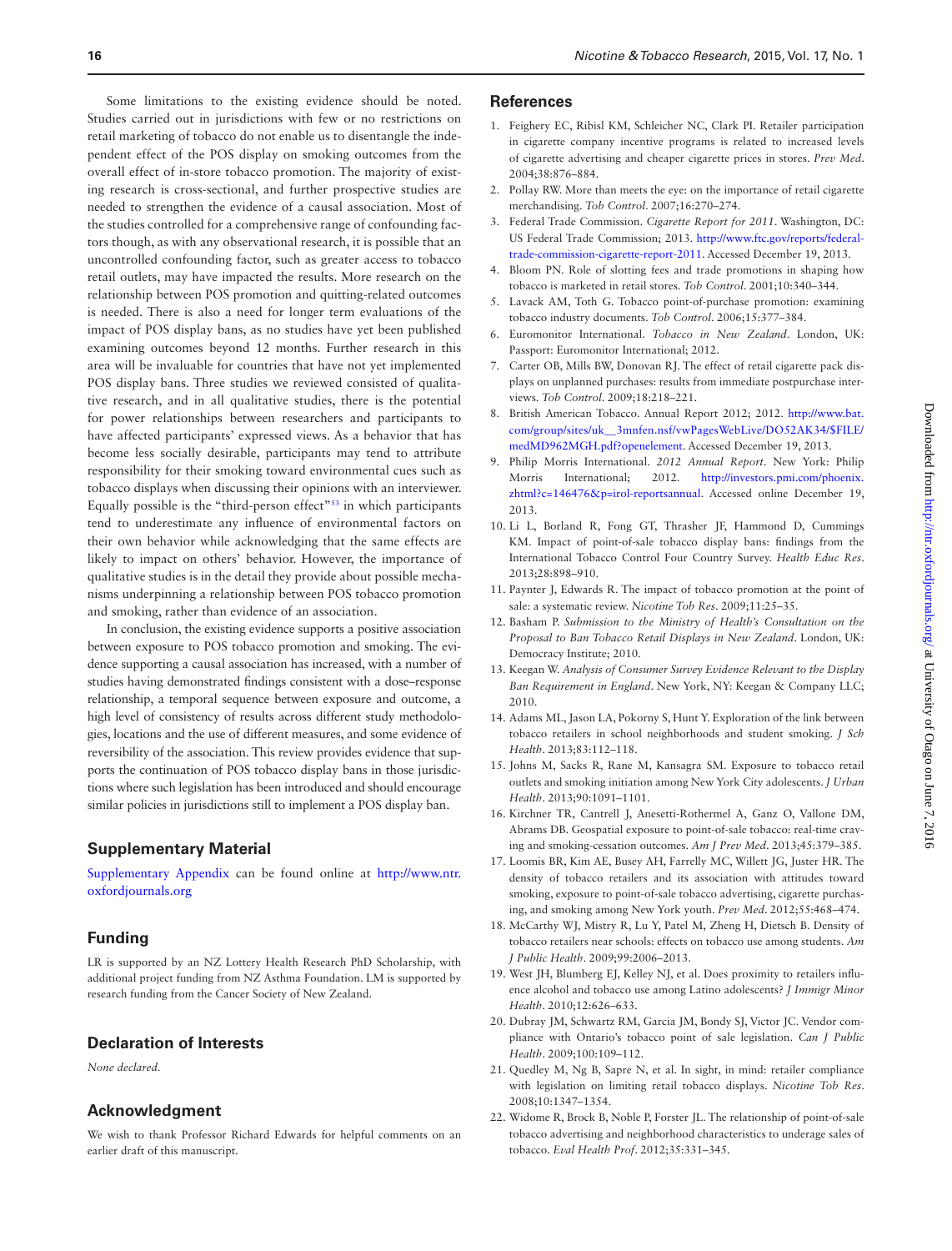Some limitations to the existing evidence should be noted. Studies carried out in jurisdictions with few or no restrictions on retail marketing of tobacco do not enable us to disentangle the independent effect of the POS display on smoking outcomes from the overall effect of in-store tobacco promotion. The majority of existing research is cross-sectional, and further prospective studies are needed to strengthen the evidence of a causal association. Most of the studies controlled for a comprehensive range of confounding factors though, as with any observational research, it is possible that an uncontrolled confounding factor, such as greater access to tobacco retail outlets, may have impacted the results. More research on the relationship between POS promotion and quitting-related outcomes is needed. There is also a need for longer term evaluations of the impact of POS display bans, as no studies have yet been published examining outcomes beyond 12 months. Further research in this area will be invaluable for countries that have not yet implemented POS display bans. Three studies we reviewed consisted of qualitative research, and in all qualitative studies, there is the potential for power relationships between researchers and participants to have affected participants' expressed views. As a behavior that has become less socially desirable, participants may tend to attribute responsibility for their smoking toward environmental cues such as tobacco displays when discussing their opinions with an interviewer. Equally possible is the "third-person effect"[53] in which participants tend to underestimate any influence of environmental factors on their own behavior while acknowledging that the same effects are likely to impact on others' behavior. However, the importance of qualitative studies is in the detail they provide about possible mechanisms underpinning a relationship between POS tobacco promotion and smoking, rather than evidence of an association.

In conclusion, the existing evidence supports a positive association between exposure to POS tobacco promotion and smoking. The evidence supporting a causal association has increased, with a number of studies having demonstrated findings consistent with a dose–response relationship, a temporal sequence between exposure and outcome, a high level of consistency of results across different study methodologies, locations and the use of different measures, and some evidence of reversibility of the association. This review provides evidence that supports the continuation of POS tobacco display bans in those jurisdictions where such legislation has been introduced and should encourage similar policies in jurisdictions still to implement a POS display ban.

## Supplementary Material

Supplementary Appendix can be found online at http://www.ntr.oxfordjournals.org

## Funding

LR is supported by an NZ Lottery Health Research PhD Scholarship, with additional project funding from NZ Asthma Foundation. LM is supported by research funding from the Cancer Society of New Zealand.

## Declaration of Interests

*None declared.*

## Acknowledgment

We wish to thank Professor Richard Edwards for helpful comments on an earlier draft of this manuscript.

## References

1. Feighery EC, Ribisl KM, Schleicher NC, Clark PI. Retailer participation in cigarette company incentive programs is related to increased levels of cigarette advertising and cheaper cigarette prices in stores. *Prev Med*. 2004;38:876–884.
2. Pollay RW. More than meets the eye: on the importance of retail cigarette merchandising. *Tob Control*. 2007;16:270–274.
3. Federal Trade Commission. *Cigarette Report for 2011*. Washington, DC: US Federal Trade Commission; 2013. http://www.ftc.gov/reports/federal-trade-commission-cigarette-report-2011. Accessed December 19, 2013.
4. Bloom PN. Role of slotting fees and trade promotions in shaping how tobacco is marketed in retail stores. *Tob Control*. 2001;10:340–344.
5. Lavack AM, Toth G. Tobacco point-of-purchase promotion: examining tobacco industry documents. *Tob Control*. 2006;15:377–384.
6. Euromonitor International. *Tobacco in New Zealand*. London, UK: Passport: Euromonitor International; 2012.
7. Carter OB, Mills BW, Donovan RJ. The effect of retail cigarette pack displays on unplanned purchases: results from immediate postpurchase interviews. *Tob Control*. 2009;18:218–221.
8. British American Tobacco. Annual Report 2012; 2012. http://www.bat.com/group/sites/uk__3mnfen.nsf/vwPagesWebLive/DO52AK34/$FILE/medMD962MGH.pdf?openelement. Accessed December 19, 2013.
9. Philip Morris International. *2012 Annual Report*. New York: Philip Morris International; 2012. http://investors.pmi.com/phoenix.zhtml?c=146476&p=irol-reportsannual. Accessed online December 19, 2013.
10. Li L, Borland R, Fong GT, Thrasher JF, Hammond D, Cummings KM. Impact of point-of-sale tobacco display bans: findings from the International Tobacco Control Four Country Survey. *Health Educ Res*. 2013;28:898–910.
11. Paynter J, Edwards R. The impact of tobacco promotion at the point of sale: a systematic review. *Nicotine Tob Res*. 2009;11:25–35.
12. Basham P. *Submission to the Ministry of Health's Consultation on the Proposal to Ban Tobacco Retail Displays in New Zealand*. London, UK: Democracy Institute; 2010.
13. Keegan W. *Analysis of Consumer Survey Evidence Relevant to the Display Ban Requirement in England*. New York, NY: Keegan & Company LLC; 2010.
14. Adams ML, Jason LA, Pokorny S, Hunt Y. Exploration of the link between tobacco retailers in school neighborhoods and student smoking. *J Sch Health*. 2013;83:112–118.
15. Johns M, Sacks R, Rane M, Kansagra SM. Exposure to tobacco retail outlets and smoking initiation among New York City adolescents. *J Urban Health*. 2013;90:1091–1101.
16. Kirchner TR, Cantrell J, Anesetti-Rothermel A, Ganz O, Vallone DM, Abrams DB. Geospatial exposure to point-of-sale tobacco: real-time craving and smoking-cessation outcomes. *Am J Prev Med*. 2013;45:379–385.
17. Loomis BR, Kim AE, Busey AH, Farrelly MC, Willett JG, Juster HR. The density of tobacco retailers and its association with attitudes toward smoking, exposure to point-of-sale tobacco advertising, cigarette purchasing, and smoking among New York youth. *Prev Med*. 2012;55:468–474.
18. McCarthy WJ, Mistry R, Lu Y, Patel M, Zheng H, Dietsch B. Density of tobacco retailers near schools: effects on tobacco use among students. *Am J Public Health*. 2009;99:2006–2013.
19. West JH, Blumberg EJ, Kelley NJ, et al. Does proximity to retailers influence alcohol and tobacco use among Latino adolescents? *J Immigr Minor Health*. 2010;12:626–633.
20. Dubray JM, Schwartz RM, Garcia JM, Bondy SJ, Victor JC. Vendor compliance with Ontario's tobacco point of sale legislation. *Can J Public Health*. 2009;100:109–112.
21. Quedley M, Ng B, Sapre N, et al. In sight, in mind: retailer compliance with legislation on limiting retail tobacco displays. *Nicotine Tob Res*. 2008;10:1347–1354.
22. Widome R, Brock B, Noble P, Forster JL. The relationship of point-of-sale tobacco advertising and neighborhood characteristics to underage sales of tobacco. *Eval Health Prof*. 2012;35:331–345.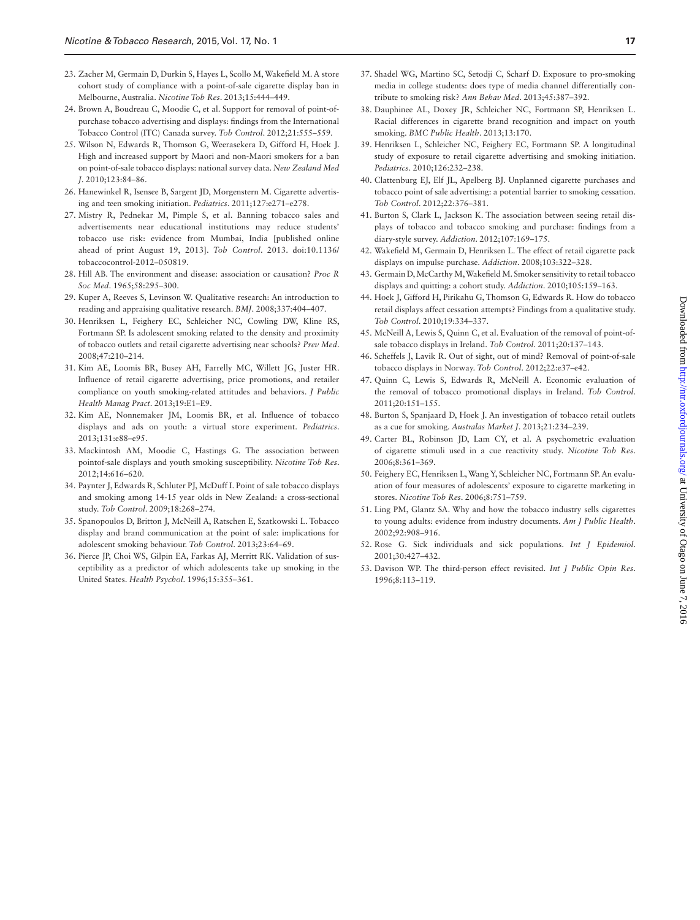23. Zacher M, Germain D, Durkin S, Hayes L, Scollo M, Wakefield M. A store cohort study of compliance with a point-of-sale cigarette display ban in Melbourne, Australia. *Nicotine Tob Res*. 2013;15:444–449.
24. Brown A, Boudreau C, Moodie C, et al. Support for removal of point-of-purchase tobacco advertising and displays: findings from the International Tobacco Control (ITC) Canada survey. *Tob Control*. 2012;21:555–559.
25. Wilson N, Edwards R, Thomson G, Weerasekera D, Gifford H, Hoek J. High and increased support by Maori and non-Maori smokers for a ban on point-of-sale tobacco displays: national survey data. *New Zealand Med J*. 2010;123:84–86.
26. Hanewinkel R, Isensee B, Sargent JD, Morgenstern M. Cigarette advertising and teen smoking initiation. *Pediatrics*. 2011;127:e271–e278.
27. Mistry R, Pednekar M, Pimple S, et al. Banning tobacco sales and advertisements near educational institutions may reduce students' tobacco use risk: evidence from Mumbai, India [published online ahead of print August 19, 2013]. *Tob Control*. 2013. doi:10.1136/tobaccocontrol-2012–050819.
28. Hill AB. The environment and disease: association or causation? *Proc R Soc Med*. 1965;58:295–300.
29. Kuper A, Reeves S, Levinson W. Qualitative research: An introduction to reading and appraising qualitative research. *BMJ*. 2008;337:404–407.
30. Henriksen L, Feighery EC, Schleicher NC, Cowling DW, Kline RS, Fortmann SP. Is adolescent smoking related to the density and proximity of tobacco outlets and retail cigarette advertising near schools? *Prev Med*. 2008;47:210–214.
31. Kim AE, Loomis BR, Busey AH, Farrelly MC, Willett JG, Juster HR. Influence of retail cigarette advertising, price promotions, and retailer compliance on youth smoking-related attitudes and behaviors. *J Public Health Manag Pract*. 2013;19:E1–E9.
32. Kim AE, Nonnemaker JM, Loomis BR, et al. Influence of tobacco displays and ads on youth: a virtual store experiment. *Pediatrics*. 2013;131:e88–e95.
33. Mackintosh AM, Moodie C, Hastings G. The association between pointof-sale displays and youth smoking susceptibility. *Nicotine Tob Res*. 2012;14:616–620.
34. Paynter J, Edwards R, Schluter PJ, McDuff I. Point of sale tobacco displays and smoking among 14-15 year olds in New Zealand: a cross-sectional study. *Tob Control*. 2009;18:268–274.
35. Spanopoulos D, Britton J, McNeill A, Ratschen E, Szatkowski L. Tobacco display and brand communication at the point of sale: implications for adolescent smoking behaviour. *Tob Control*. 2013;23:64–69.
36. Pierce JP, Choi WS, Gilpin EA, Farkas AJ, Merritt RK. Validation of susceptibility as a predictor of which adolescents take up smoking in the United States. *Health Psychol*. 1996;15:355–361.
37. Shadel WG, Martino SC, Setodji C, Scharf D. Exposure to pro-smoking media in college students: does type of media channel differentially contribute to smoking risk? *Ann Behav Med*. 2013;45:387–392.
38. Dauphinee AL, Doxey JR, Schleicher NC, Fortmann SP, Henriksen L. Racial differences in cigarette brand recognition and impact on youth smoking. *BMC Public Health*. 2013;13:170.
39. Henriksen L, Schleicher NC, Feighery EC, Fortmann SP. A longitudinal study of exposure to retail cigarette advertising and smoking initiation. *Pediatrics*. 2010;126:232–238.
40. Clattenburg EJ, Elf JL, Apelberg BJ. Unplanned cigarette purchases and tobacco point of sale advertising: a potential barrier to smoking cessation. *Tob Control*. 2012;22:376–381.
41. Burton S, Clark L, Jackson K. The association between seeing retail displays of tobacco and tobacco smoking and purchase: findings from a diary-style survey. *Addiction*. 2012;107:169–175.
42. Wakefield M, Germain D, Henriksen L. The effect of retail cigarette pack displays on impulse purchase. *Addiction*. 2008;103:322–328.
43. Germain D, McCarthy M, Wakefield M. Smoker sensitivity to retail tobacco displays and quitting: a cohort study. *Addiction*. 2010;105:159–163.
44. Hoek J, Gifford H, Pirikahu G, Thomson G, Edwards R. How do tobacco retail displays affect cessation attempts? Findings from a qualitative study. *Tob Control*. 2010;19:334–337.
45. McNeill A, Lewis S, Quinn C, et al. Evaluation of the removal of point-of-sale tobacco displays in Ireland. *Tob Control*. 2011;20:137–143.
46. Scheffels J, Lavik R. Out of sight, out of mind? Removal of point-of-sale tobacco displays in Norway. *Tob Control*. 2012;22:e37–e42.
47. Quinn C, Lewis S, Edwards R, McNeill A. Economic evaluation of the removal of tobacco promotional displays in Ireland. *Tob Control*. 2011;20:151–155.
48. Burton S, Spanjaard D, Hoek J. An investigation of tobacco retail outlets as a cue for smoking. *Australas Market J*. 2013;21:234–239.
49. Carter BL, Robinson JD, Lam CY, et al. A psychometric evaluation of cigarette stimuli used in a cue reactivity study. *Nicotine Tob Res*. 2006;8:361–369.
50. Feighery EC, Henriksen L, Wang Y, Schleicher NC, Fortmann SP. An evaluation of four measures of adolescents' exposure to cigarette marketing in stores. *Nicotine Tob Res*. 2006;8:751–759.
51. Ling PM, Glantz SA. Why and how the tobacco industry sells cigarettes to young adults: evidence from industry documents. *Am J Public Health*. 2002;92:908–916.
52. Rose G. Sick individuals and sick populations. *Int J Epidemiol*. 2001;30:427–432.
53. Davison WP. The third-person effect revisited. *Int J Public Opin Res*. 1996;8:113–119.